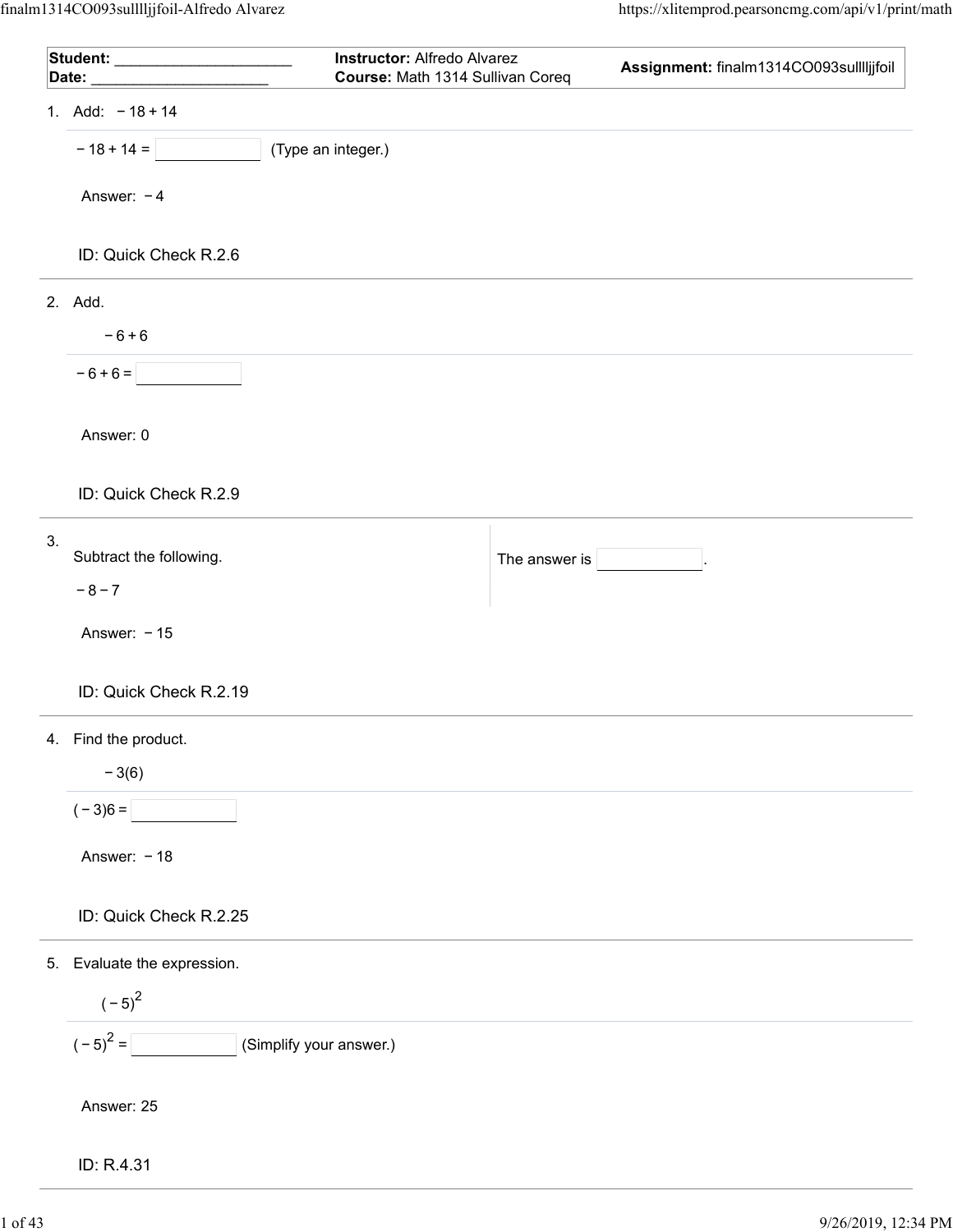| | | |
|---|---|---|
| **Student:** ____________________ **Date:** ____________________ | **Instructor:** Alfredo Alvarez **Course:** Math 1314 Sullivan Coreq | **Assignment:** finalm1314CO093sullllljjfoil |

1. Add: $-18 + 14$

$-18 + 14 =$ ________ (Type an integer.)

Answer: $-4$

ID: Quick Check R.2.6

2. Add.

$-6 + 6$

$-6 + 6 =$ ________

Answer: 0

ID: Quick Check R.2.9

3. Subtract the following.

$-8 - 7$

The answer is ________.

Answer: $-15$

ID: Quick Check R.2.19

4. Find the product.

$-3(6)$

$(-3)6 =$ ________

Answer: $-18$

ID: Quick Check R.2.25

5. Evaluate the expression.

$(-5)^2$

$(-5)^2 =$ ________ (Simplify your answer.)

Answer: 25

ID: R.4.31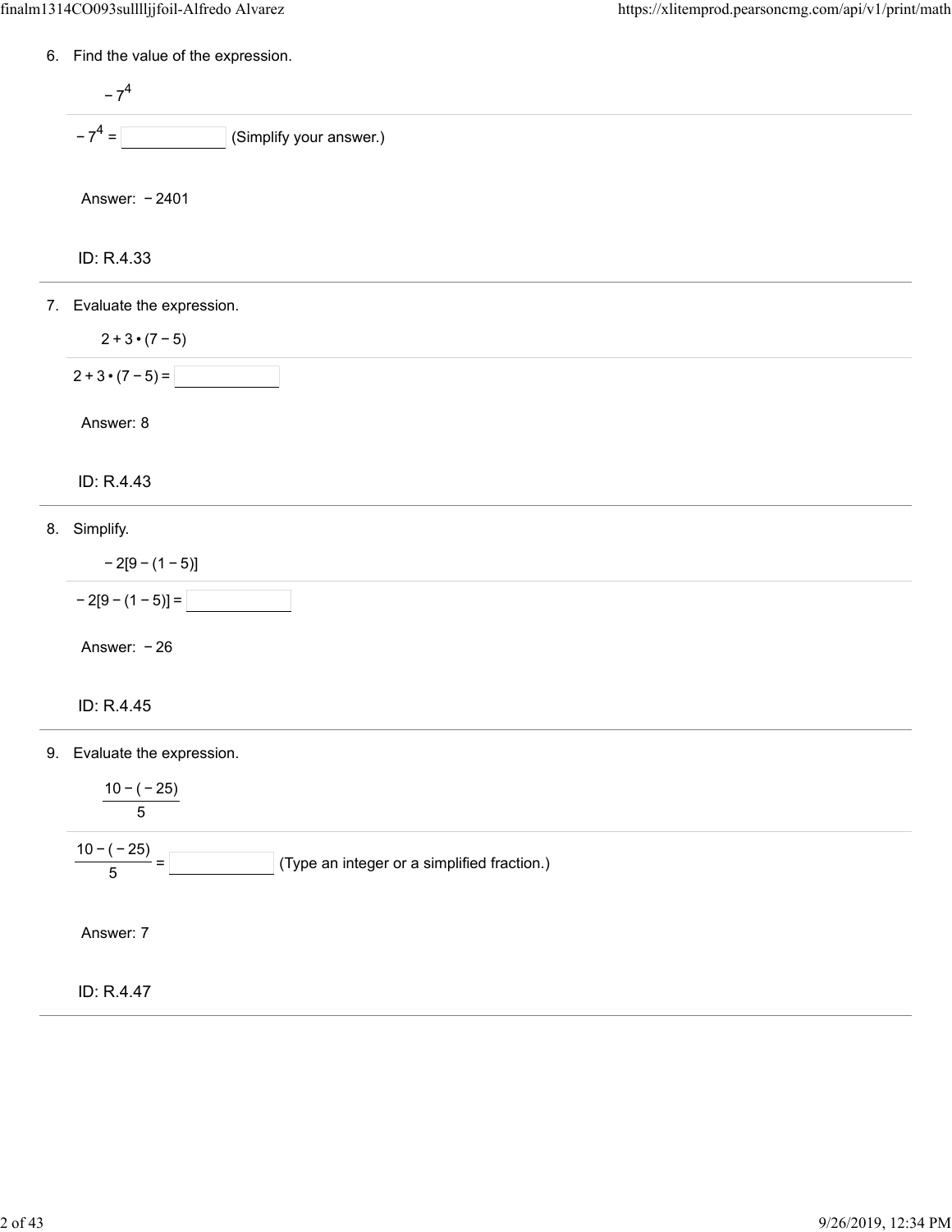6. Find the value of the expression.

$$-7^4$$

$-7^4 =$ ______ (Simplify your answer.)

Answer: $-2401$

ID: R.4.33

---

7. Evaluate the expression.

$$2 + 3 \cdot (7 - 5)$$

$2 + 3 \cdot (7 - 5) =$ ______

Answer: 8

ID: R.4.43

---

8. Simplify.

$$-2[9 - (1 - 5)]$$

$-2[9 - (1 - 5)] =$ ______

Answer: $-26$

ID: R.4.45

---

9. Evaluate the expression.

$$\frac{10 - (-25)}{5}$$

$\frac{10 - (-25)}{5} =$ ______ (Type an integer or a simplified fraction.)

Answer: 7

ID: R.4.47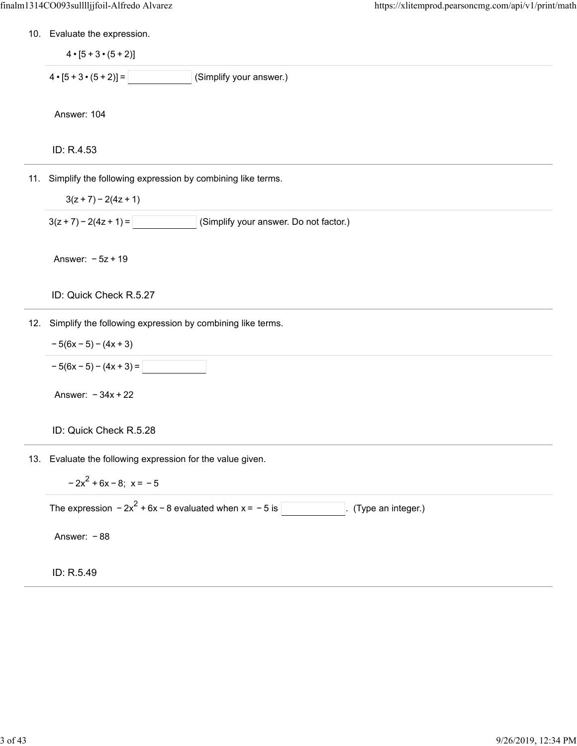10. Evaluate the expression.

    $4 \cdot [5 + 3 \cdot (5 + 2)]$

    $4 \cdot [5 + 3 \cdot (5 + 2)] =$ ______ (Simplify your answer.)

    Answer: 104

    ID: R.4.53

11. Simplify the following expression by combining like terms.

    $3(z + 7) - 2(4z + 1)$

    $3(z + 7) - 2(4z + 1) =$ ______ (Simplify your answer. Do not factor.)

    Answer: $-5z + 19$

    ID: Quick Check R.5.27

12. Simplify the following expression by combining like terms.

    $-5(6x - 5) - (4x + 3)$

    $-5(6x - 5) - (4x + 3) =$ ______

    Answer: $-34x + 22$

    ID: Quick Check R.5.28

13. Evaluate the following expression for the value given.

    $-2x^2 + 6x - 8$; $x = -5$

    The expression $-2x^2 + 6x - 8$ evaluated when $x = -5$ is ______. (Type an integer.)

    Answer: $-88$

    ID: R.5.49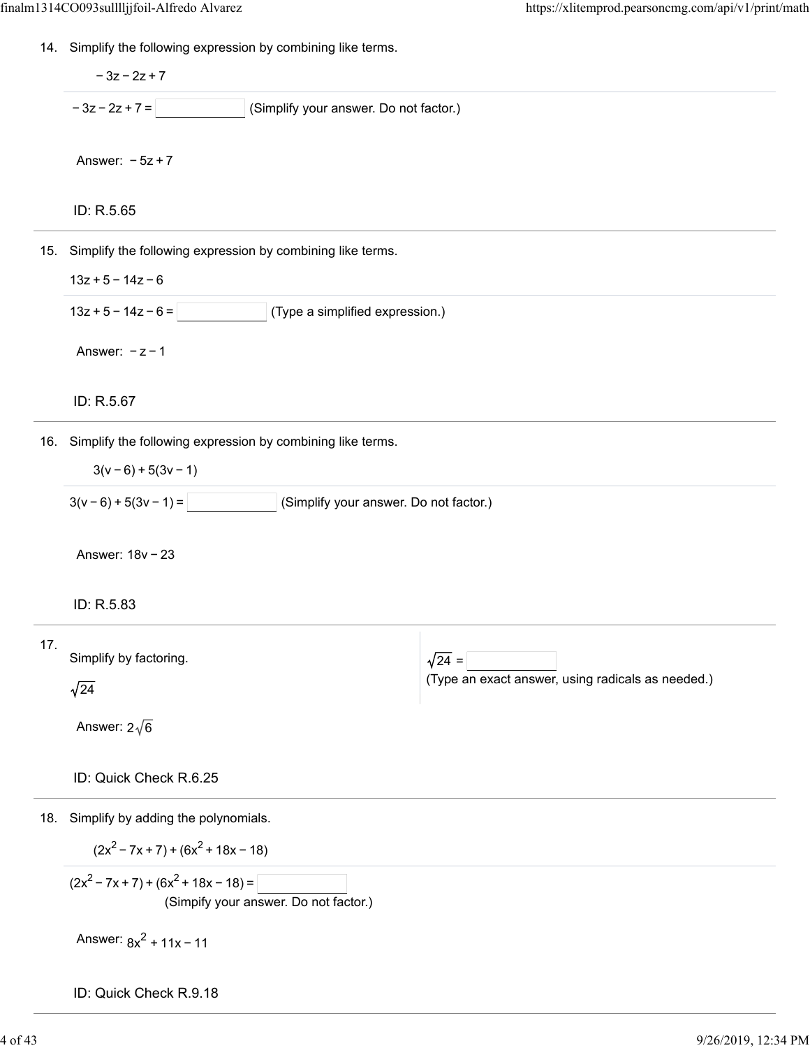14. Simplify the following expression by combining like terms.

$-3z - 2z + 7$

$-3z - 2z + 7 =$ ______ (Simplify your answer. Do not factor.)

Answer: $-5z + 7$

ID: R.5.65

---

15. Simplify the following expression by combining like terms.

$13z + 5 - 14z - 6$

$13z + 5 - 14z - 6 =$ ______ (Type a simplified expression.)

Answer: $-z - 1$

ID: R.5.67

---

16. Simplify the following expression by combining like terms.

$3(v - 6) + 5(3v - 1)$

$3(v - 6) + 5(3v - 1) =$ ______ (Simplify your answer. Do not factor.)

Answer: $18v - 23$

ID: R.5.83

---

17. Simplify by factoring.

$\sqrt{24}$

$\sqrt{24} =$ ______
(Type an exact answer, using radicals as needed.)

Answer: $2\sqrt{6}$

ID: Quick Check R.6.25

---

18. Simplify by adding the polynomials.

$(2x^2 - 7x + 7) + (6x^2 + 18x - 18)$

$(2x^2 - 7x + 7) + (6x^2 + 18x - 18) =$ ______
(Simpify your answer. Do not factor.)

Answer: $8x^2 + 11x - 11$

ID: Quick Check R.9.18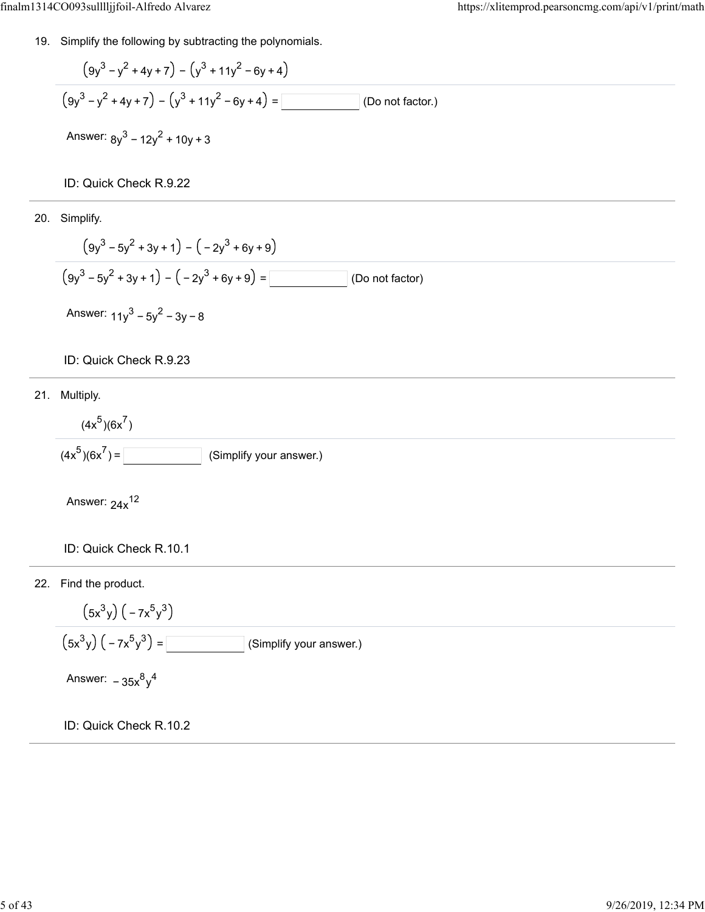19. Simplify the following by subtracting the polynomials.

$$\left(9y^3 - y^2 + 4y + 7\right) - \left(y^3 + 11y^2 - 6y + 4\right)$$

$\left(9y^3 - y^2 + 4y + 7\right) - \left(y^3 + 11y^2 - 6y + 4\right) =$ ______ (Do not factor.)

Answer: $8y^3 - 12y^2 + 10y + 3$

ID: Quick Check R.9.22

---

20. Simplify.

$$\left(9y^3 - 5y^2 + 3y + 1\right) - \left(-2y^3 + 6y + 9\right)$$

$\left(9y^3 - 5y^2 + 3y + 1\right) - \left(-2y^3 + 6y + 9\right) =$ ______ (Do not factor)

Answer: $11y^3 - 5y^2 - 3y - 8$

ID: Quick Check R.9.23

---

21. Multiply.

$$(4x^5)(6x^7)$$

$(4x^5)(6x^7) =$ ______ (Simplify your answer.)

Answer: $24x^{12}$

ID: Quick Check R.10.1

---

22. Find the product.

$$\left(5x^3y\right)\left(-7x^5y^3\right)$$

$\left(5x^3y\right)\left(-7x^5y^3\right) =$ ______ (Simplify your answer.)

Answer: $-35x^8y^4$

ID: Quick Check R.10.2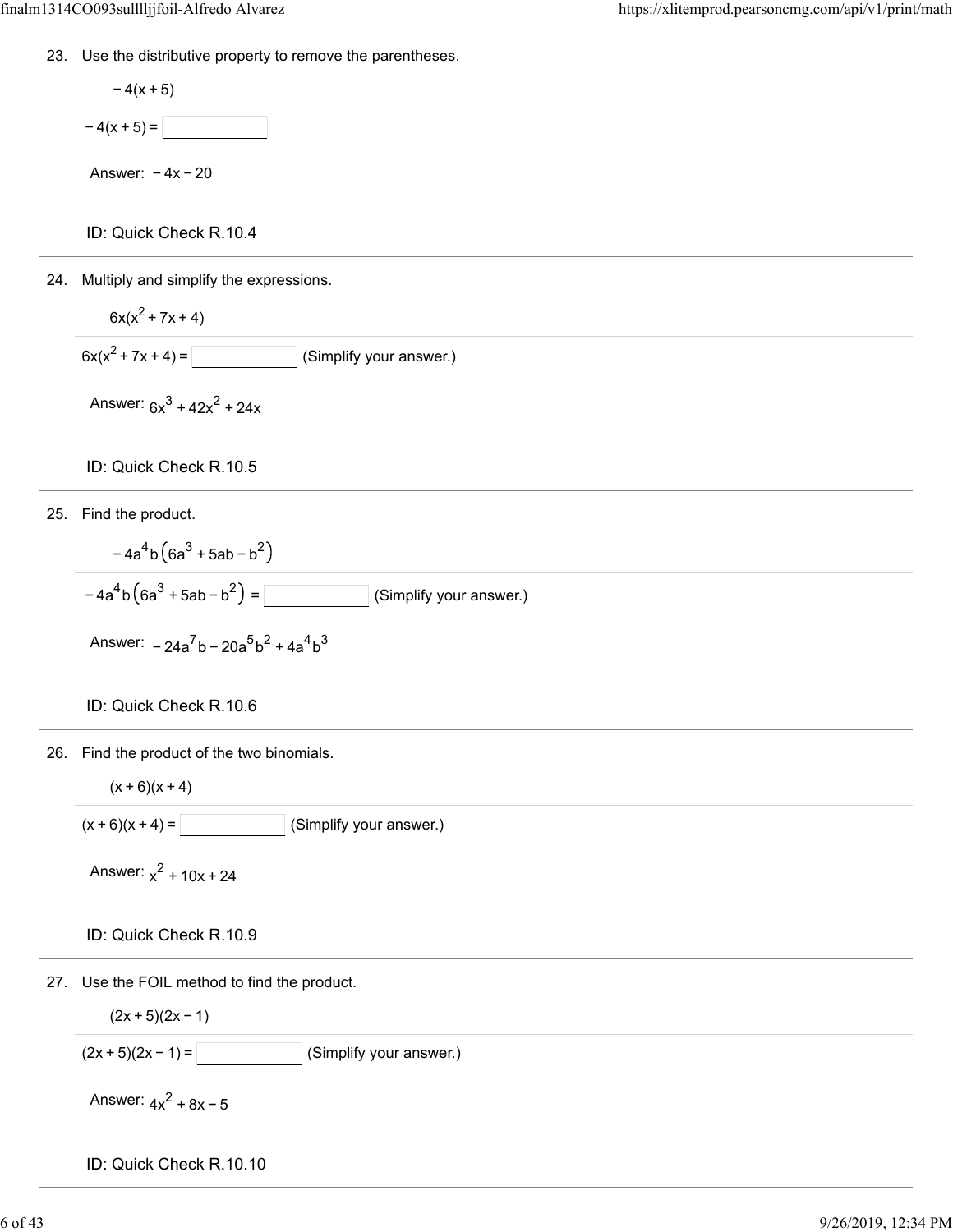23. Use the distributive property to remove the parentheses.

$-4(x+5)$

$-4(x+5) =$ ____________

Answer: $-4x-20$

ID: Quick Check R.10.4

24. Multiply and simplify the expressions.

$6x(x^2+7x+4)$

$6x(x^2+7x+4) =$ ____________ (Simplify your answer.)

Answer: $6x^3+42x^2+24x$

ID: Quick Check R.10.5

25. Find the product.

$-4a^4b\left(6a^3+5ab-b^2\right)$

$-4a^4b\left(6a^3+5ab-b^2\right) =$ ____________ (Simplify your answer.)

Answer: $-24a^7b-20a^5b^2+4a^4b^3$

ID: Quick Check R.10.6

26. Find the product of the two binomials.

$(x+6)(x+4)$

$(x+6)(x+4) =$ ____________ (Simplify your answer.)

Answer: $x^2+10x+24$

ID: Quick Check R.10.9

27. Use the FOIL method to find the product.

$(2x+5)(2x-1)$

$(2x+5)(2x-1) =$ ____________ (Simplify your answer.)

Answer: $4x^2+8x-5$

ID: Quick Check R.10.10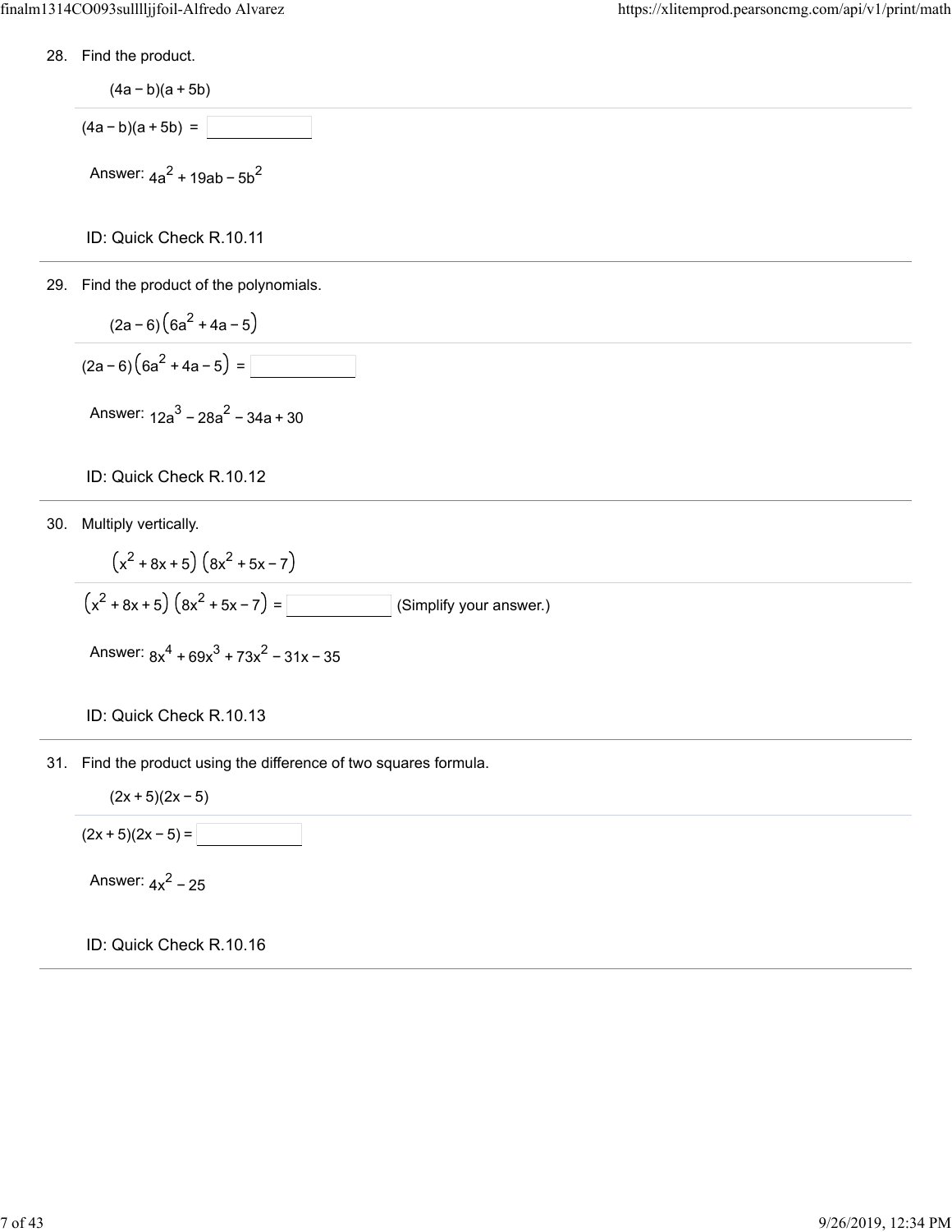28. Find the product.

$(4a - b)(a + 5b)$

$(4a - b)(a + 5b) =$ ______

Answer: $4a^2 + 19ab - 5b^2$

ID: Quick Check R.10.11

---

29. Find the product of the polynomials.

$(2a - 6)\left(6a^2 + 4a - 5\right)$

$(2a - 6)\left(6a^2 + 4a - 5\right) =$ ______

Answer: $12a^3 - 28a^2 - 34a + 30$

ID: Quick Check R.10.12

---

30. Multiply vertically.

$\left(x^2 + 8x + 5\right)\left(8x^2 + 5x - 7\right)$

$\left(x^2 + 8x + 5\right)\left(8x^2 + 5x - 7\right) =$ ______ (Simplify your answer.)

Answer: $8x^4 + 69x^3 + 73x^2 - 31x - 35$

ID: Quick Check R.10.13

---

31. Find the product using the difference of two squares formula.

$(2x + 5)(2x - 5)$

$(2x + 5)(2x - 5) =$ ______

Answer: $4x^2 - 25$

ID: Quick Check R.10.16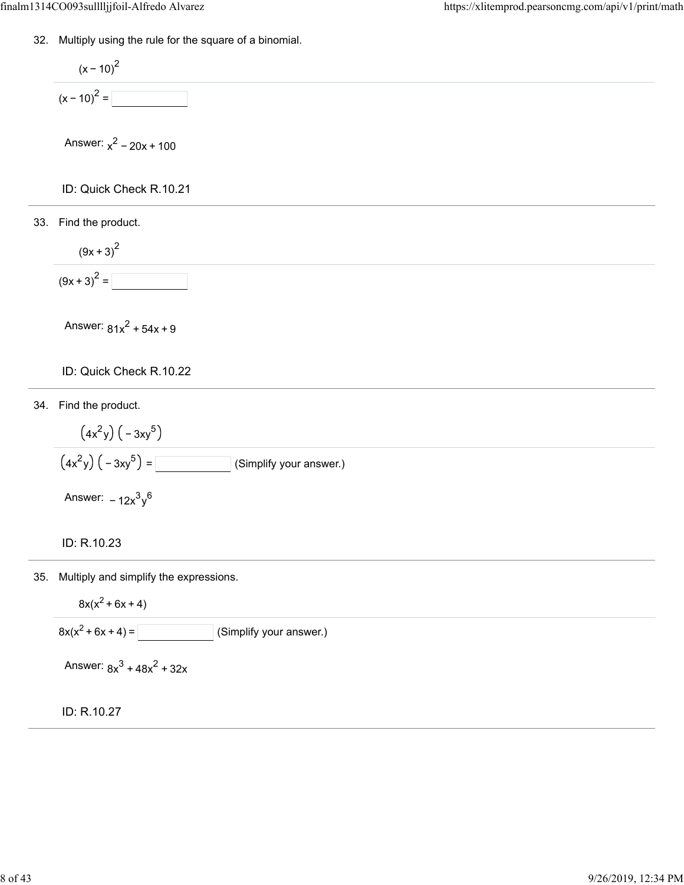32. Multiply using the rule for the square of a binomial.

$(x - 10)^2$

$(x - 10)^2 =$ ______

Answer: $x^2 - 20x + 100$

ID: Quick Check R.10.21

---

33. Find the product.

$(9x + 3)^2$

$(9x + 3)^2 =$ ______

Answer: $81x^2 + 54x + 9$

ID: Quick Check R.10.22

---

34. Find the product.

$\left(4x^2y\right)\left(-3xy^5\right)$

$\left(4x^2y\right)\left(-3xy^5\right) =$ ______ (Simplify your answer.)

Answer: $-12x^3y^6$

ID: R.10.23

---

35. Multiply and simplify the expressions.

$8x(x^2 + 6x + 4)$

$8x(x^2 + 6x + 4) =$ ______ (Simplify your answer.)

Answer: $8x^3 + 48x^2 + 32x$

ID: R.10.27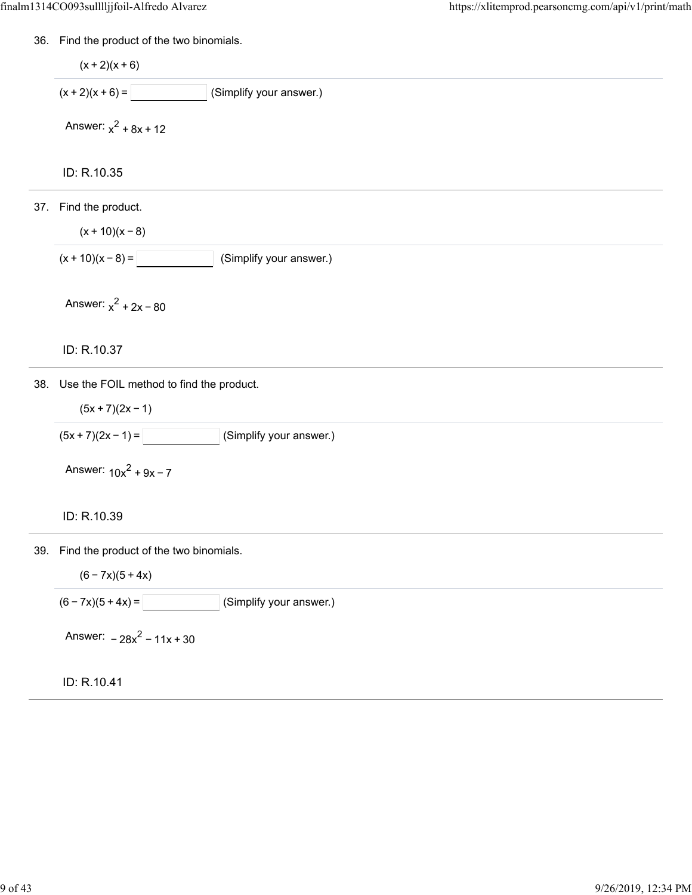36. Find the product of the two binomials.

$(x+2)(x+6)$

$(x+2)(x+6) =$ ______ (Simplify your answer.)

Answer: $x^2 + 8x + 12$

ID: R.10.35

---

37. Find the product.

$(x+10)(x-8)$

$(x+10)(x-8) =$ ______ (Simplify your answer.)

Answer: $x^2 + 2x - 80$

ID: R.10.37

---

38. Use the FOIL method to find the product.

$(5x+7)(2x-1)$

$(5x+7)(2x-1) =$ ______ (Simplify your answer.)

Answer: $10x^2 + 9x - 7$

ID: R.10.39

---

39. Find the product of the two binomials.

$(6-7x)(5+4x)$

$(6-7x)(5+4x) =$ ______ (Simplify your answer.)

Answer: $-28x^2 - 11x + 30$

ID: R.10.41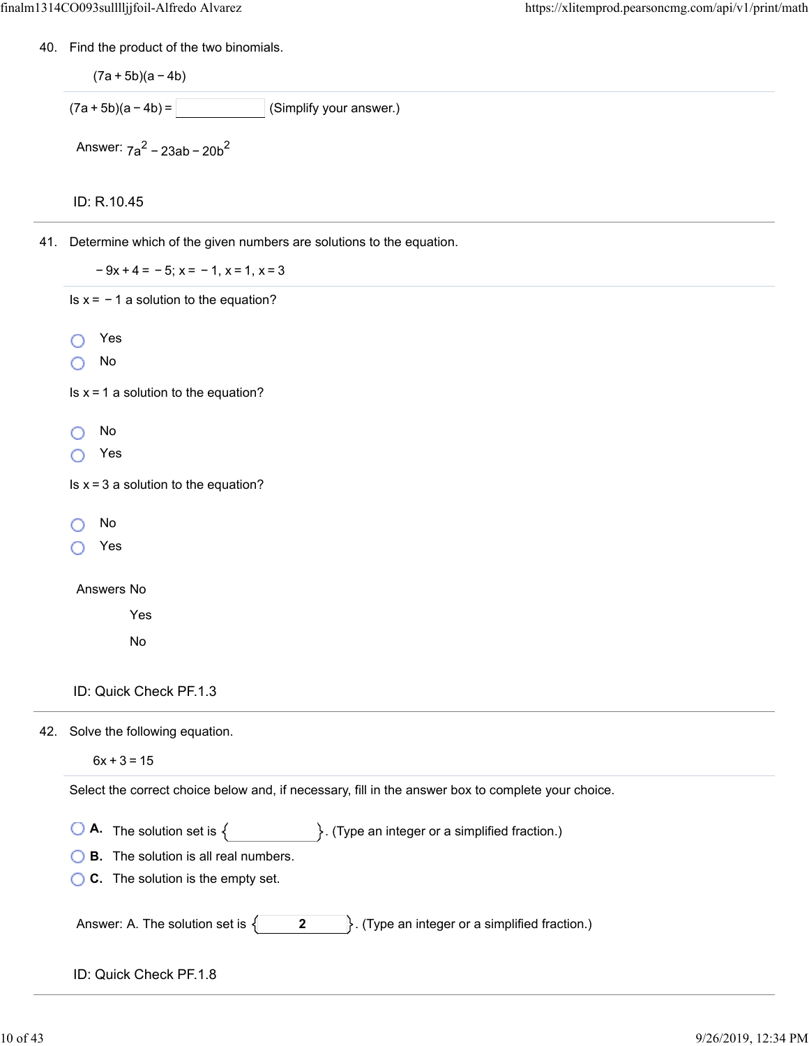40. Find the product of the two binomials.

$(7a + 5b)(a - 4b)$

$(7a + 5b)(a - 4b) =$ ______ (Simplify your answer.)

Answer: $7a^2 - 23ab - 20b^2$

ID: R.10.45

41. Determine which of the given numbers are solutions to the equation.

$-9x + 4 = -5; x = -1, x = 1, x = 3$

Is $x = -1$ a solution to the equation?

- Yes
- No

Is $x = 1$ a solution to the equation?

- No
- Yes

Is $x = 3$ a solution to the equation?

- No
- Yes

Answers No

Yes

No

ID: Quick Check PF.1.3

42. Solve the following equation.

$6x + 3 = 15$

Select the correct choice below and, if necessary, fill in the answer box to complete your choice.

- **A.** The solution set is { ______ }. (Type an integer or a simplified fraction.)
- **B.** The solution is all real numbers.
- **C.** The solution is the empty set.

Answer: A. The solution set is { **2** }. (Type an integer or a simplified fraction.)

ID: Quick Check PF.1.8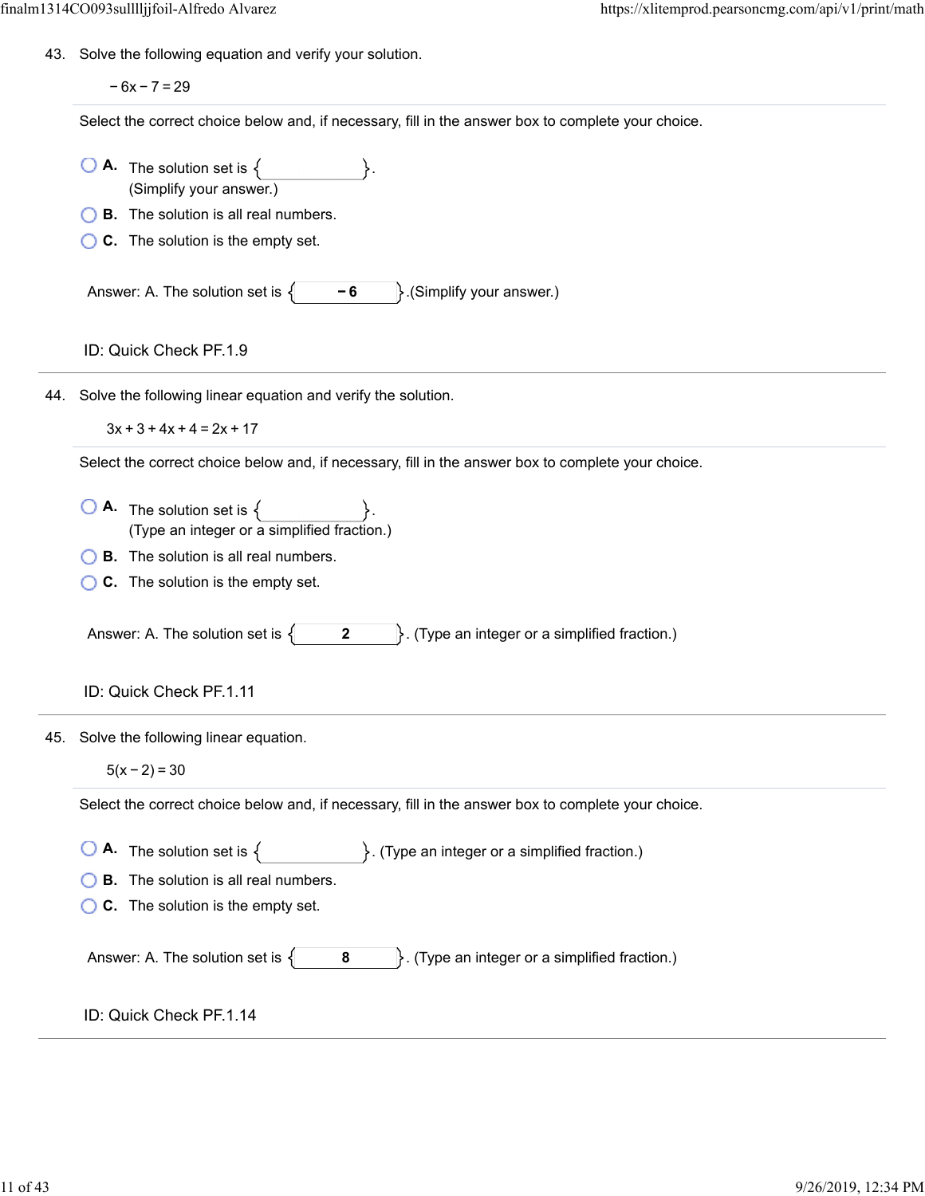43. Solve the following equation and verify your solution.

$$-6x - 7 = 29$$

Select the correct choice below and, if necessary, fill in the answer box to complete your choice.

- **A.** The solution set is { }.
(Simplify your answer.)
- **B.** The solution is all real numbers.
- **C.** The solution is the empty set.

Answer: A. The solution set is { **−6** }.(Simplify your answer.)

ID: Quick Check PF.1.9

44. Solve the following linear equation and verify the solution.

$$3x + 3 + 4x + 4 = 2x + 17$$

Select the correct choice below and, if necessary, fill in the answer box to complete your choice.

- **A.** The solution set is { }.
(Type an integer or a simplified fraction.)
- **B.** The solution is all real numbers.
- **C.** The solution is the empty set.

Answer: A. The solution set is { **2** }. (Type an integer or a simplified fraction.)

ID: Quick Check PF.1.11

45. Solve the following linear equation.

$$5(x - 2) = 30$$

Select the correct choice below and, if necessary, fill in the answer box to complete your choice.

- **A.** The solution set is { }. (Type an integer or a simplified fraction.)
- **B.** The solution is all real numbers.
- **C.** The solution is the empty set.

Answer: A. The solution set is { **8** }. (Type an integer or a simplified fraction.)

ID: Quick Check PF.1.14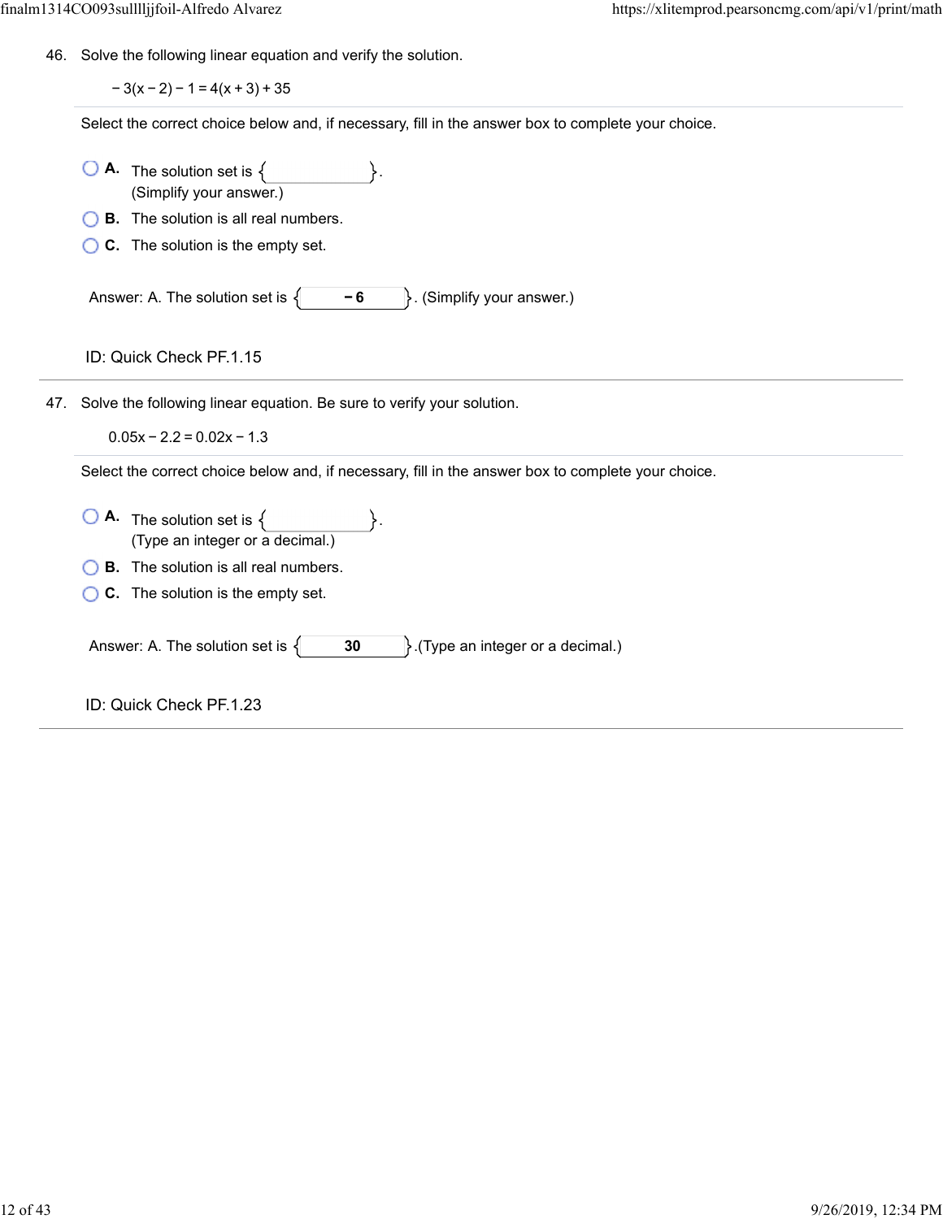46. Solve the following linear equation and verify the solution.

$$-3(x-2)-1=4(x+3)+35$$

Select the correct choice below and, if necessary, fill in the answer box to complete your choice.

- **A.** The solution set is { }.
  (Simplify your answer.)
- **B.** The solution is all real numbers.
- **C.** The solution is the empty set.

Answer: A. The solution set is { **−6** }. (Simplify your answer.)

ID: Quick Check PF.1.15

47. Solve the following linear equation. Be sure to verify your solution.

$$0.05x-2.2=0.02x-1.3$$

Select the correct choice below and, if necessary, fill in the answer box to complete your choice.

- **A.** The solution set is { }.
  (Type an integer or a decimal.)
- **B.** The solution is all real numbers.
- **C.** The solution is the empty set.

Answer: A. The solution set is { **30** }.(Type an integer or a decimal.)

ID: Quick Check PF.1.23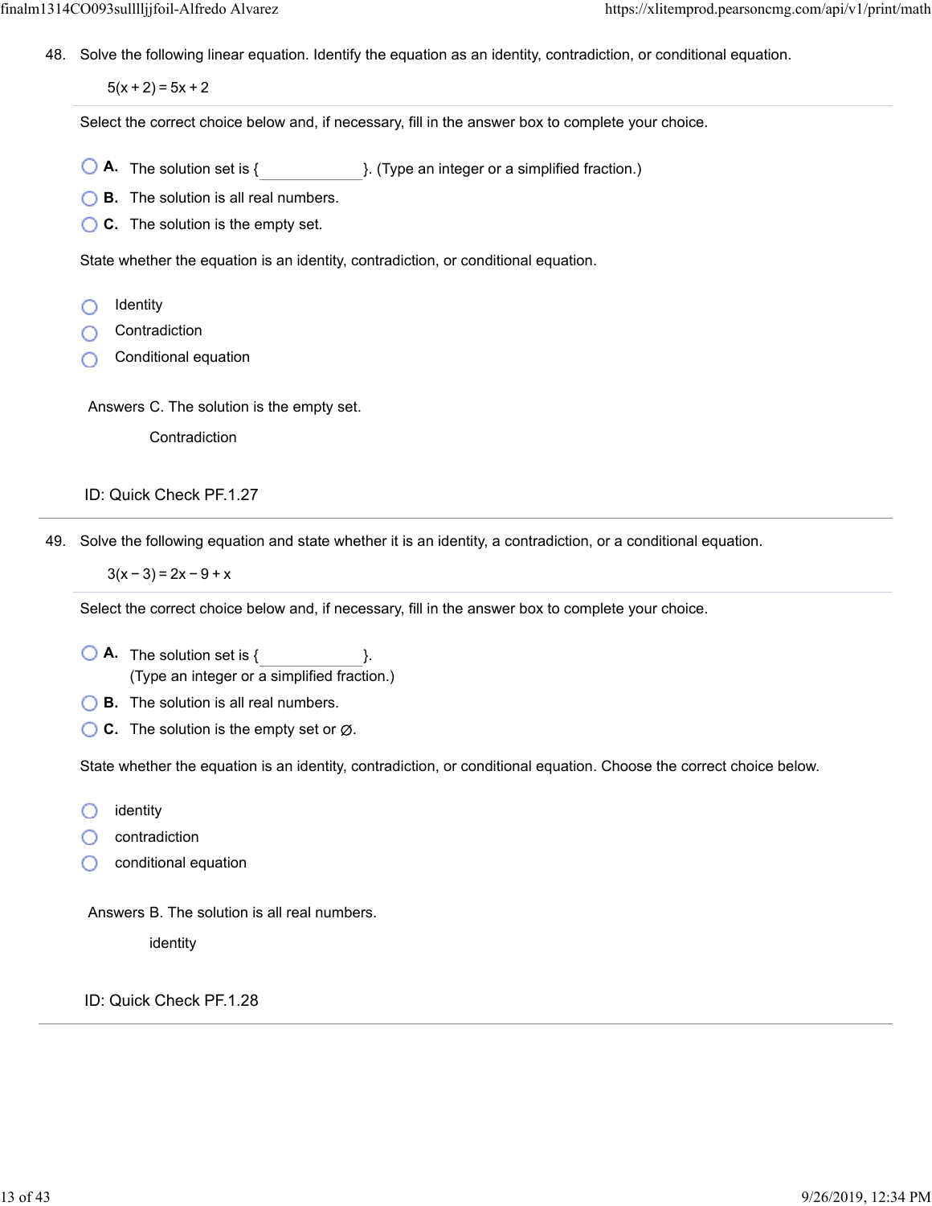48. Solve the following linear equation. Identify the equation as an identity, contradiction, or conditional equation.

$$5(x + 2) = 5x + 2$$

Select the correct choice below and, if necessary, fill in the answer box to complete your choice.

- **A.** The solution set is { ____________ }. (Type an integer or a simplified fraction.)
- **B.** The solution is all real numbers.
- **C.** The solution is the empty set.

State whether the equation is an identity, contradiction, or conditional equation.

- Identity
- Contradiction
- Conditional equation

Answers C. The solution is the empty set.

Contradiction

ID: Quick Check PF.1.27

---

49. Solve the following equation and state whether it is an identity, a contradiction, or a conditional equation.

$$3(x - 3) = 2x - 9 + x$$

Select the correct choice below and, if necessary, fill in the answer box to complete your choice.

- **A.** The solution set is { ____________ }.
  (Type an integer or a simplified fraction.)
- **B.** The solution is all real numbers.
- **C.** The solution is the empty set or $\varnothing$.

State whether the equation is an identity, contradiction, or conditional equation. Choose the correct choice below.

- identity
- contradiction
- conditional equation

Answers B. The solution is all real numbers.

identity

ID: Quick Check PF.1.28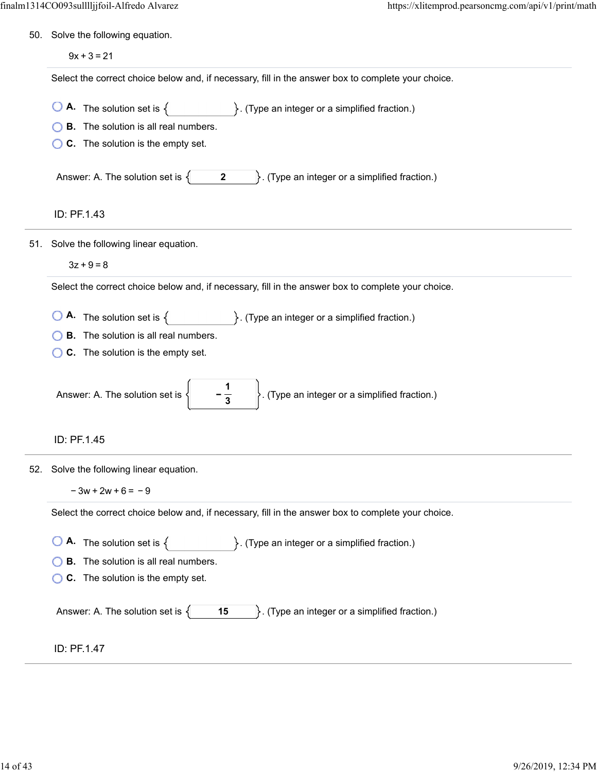50. Solve the following equation.

$$9x + 3 = 21$$

Select the correct choice below and, if necessary, fill in the answer box to complete your choice.

- **A.** The solution set is { }. (Type an integer or a simplified fraction.)
- **B.** The solution is all real numbers.
- **C.** The solution is the empty set.

Answer: A. The solution set is { **2** }. (Type an integer or a simplified fraction.)

ID: PF.1.43

---

51. Solve the following linear equation.

$$3z + 9 = 8$$

Select the correct choice below and, if necessary, fill in the answer box to complete your choice.

- **A.** The solution set is { }. (Type an integer or a simplified fraction.)
- **B.** The solution is all real numbers.
- **C.** The solution is the empty set.

Answer: A. The solution set is { $-\frac{1}{3}$ }. (Type an integer or a simplified fraction.)

ID: PF.1.45

---

52. Solve the following linear equation.

$$-3w + 2w + 6 = -9$$

Select the correct choice below and, if necessary, fill in the answer box to complete your choice.

- **A.** The solution set is { }. (Type an integer or a simplified fraction.)
- **B.** The solution is all real numbers.
- **C.** The solution is the empty set.

Answer: A. The solution set is { **15** }. (Type an integer or a simplified fraction.)

ID: PF.1.47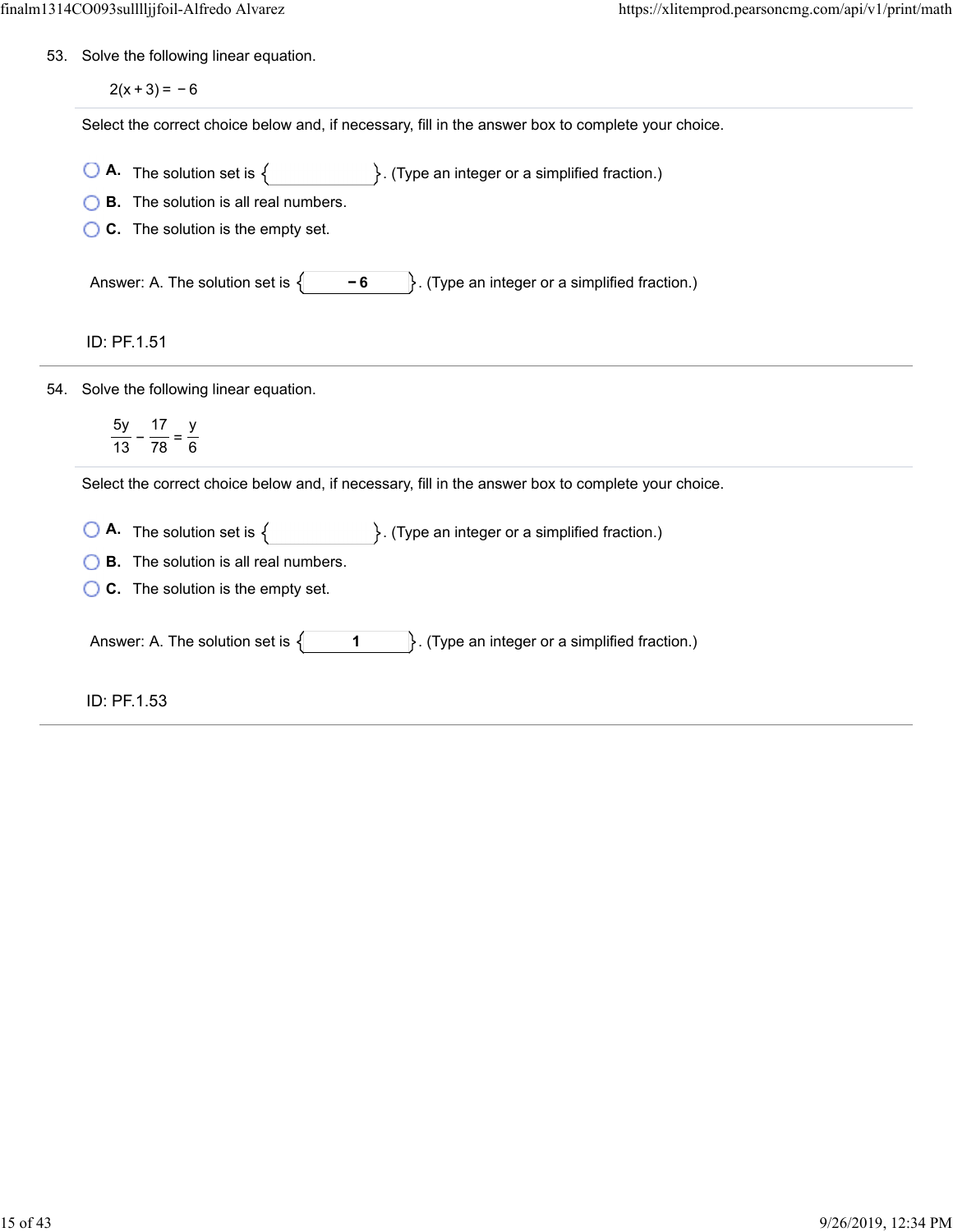53. Solve the following linear equation.

$$2(x+3) = -6$$

Select the correct choice below and, if necessary, fill in the answer box to complete your choice.

- **A.** The solution set is { }. (Type an integer or a simplified fraction.)
- **B.** The solution is all real numbers.
- **C.** The solution is the empty set.

Answer: A. The solution set is { **−6** }. (Type an integer or a simplified fraction.)

ID: PF.1.51

---

54. Solve the following linear equation.

$$\frac{5y}{13} - \frac{17}{78} = \frac{y}{6}$$

Select the correct choice below and, if necessary, fill in the answer box to complete your choice.

- **A.** The solution set is { }. (Type an integer or a simplified fraction.)
- **B.** The solution is all real numbers.
- **C.** The solution is the empty set.

Answer: A. The solution set is { **1** }. (Type an integer or a simplified fraction.)

ID: PF.1.53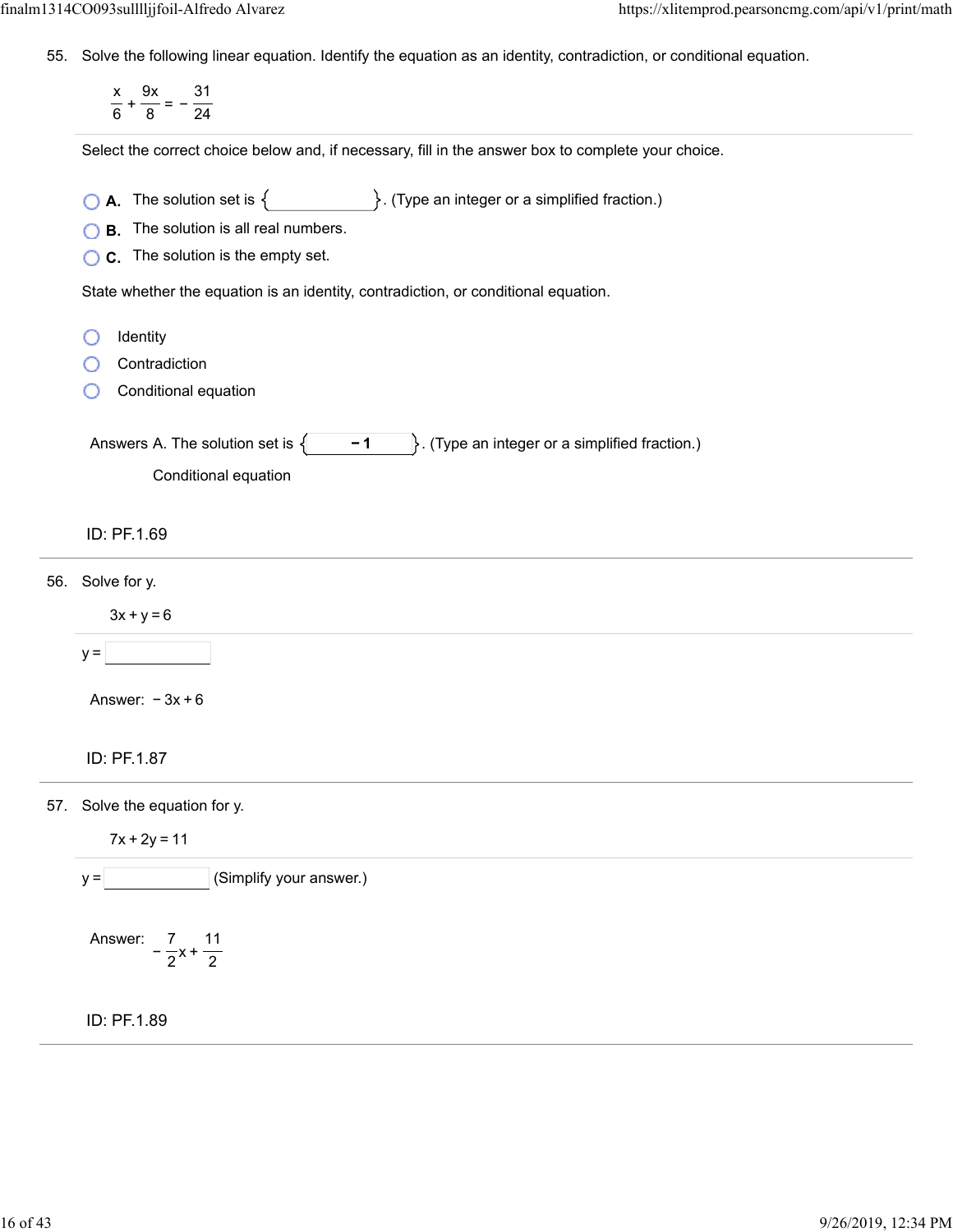55. Solve the following linear equation. Identify the equation as an identity, contradiction, or conditional equation.

$$\frac{x}{6} + \frac{9x}{8} = -\frac{31}{24}$$

Select the correct choice below and, if necessary, fill in the answer box to complete your choice.

- **A.** The solution set is { }. (Type an integer or a simplified fraction.)
- **B.** The solution is all real numbers.
- **C.** The solution is the empty set.

State whether the equation is an identity, contradiction, or conditional equation.

- Identity
- Contradiction
- Conditional equation

Answers A. The solution set is { **−1** }. (Type an integer or a simplified fraction.)

Conditional equation

ID: PF.1.69

---

56. Solve for y.

$$3x + y = 6$$

$y =$

Answer: $-3x + 6$

ID: PF.1.87

---

57. Solve the equation for y.

$$7x + 2y = 11$$

$y =$ (Simplify your answer.)

Answer: $-\frac{7}{2}x + \frac{11}{2}$

ID: PF.1.89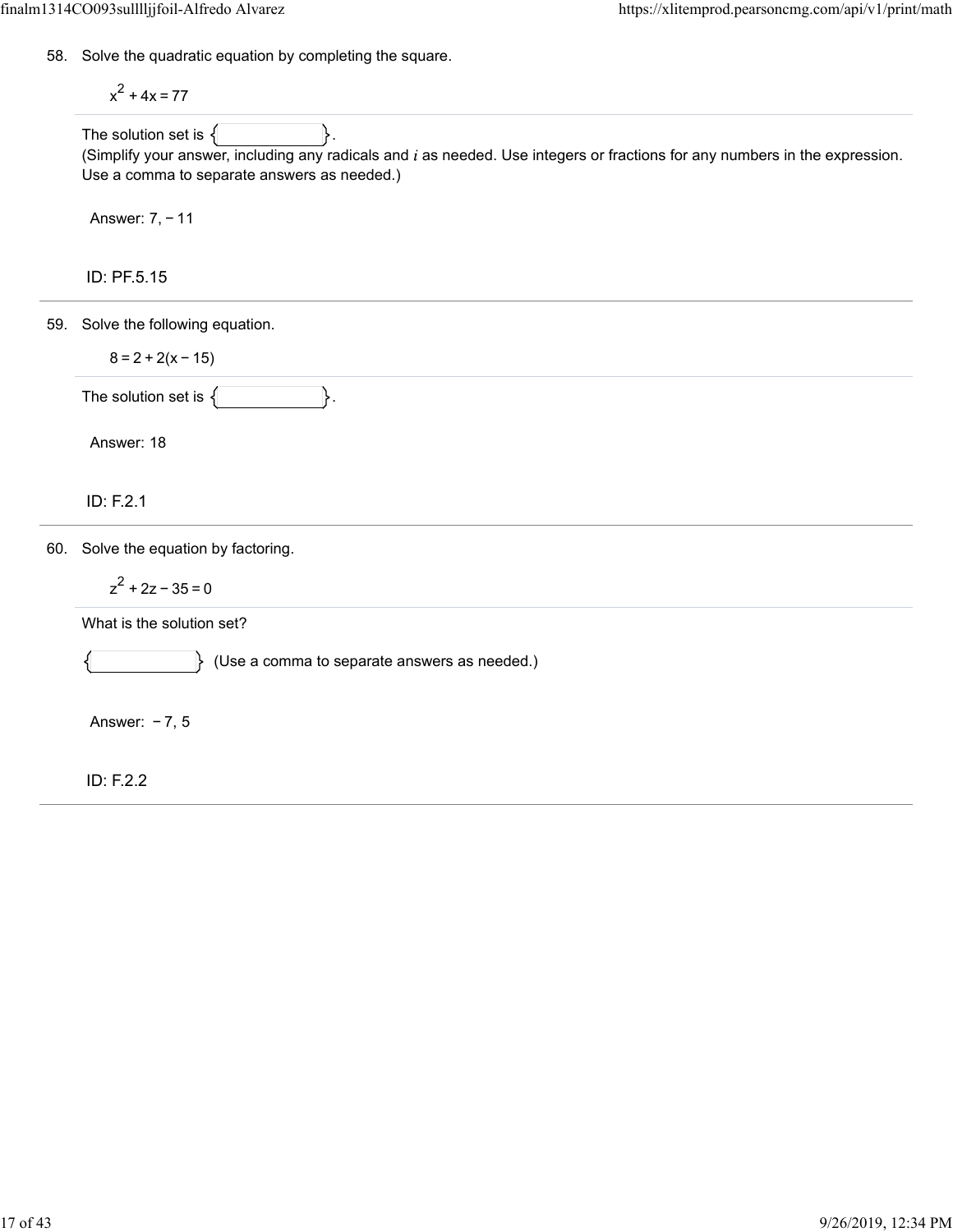58. Solve the quadratic equation by completing the square.

$$x^2 + 4x = 77$$

The solution set is { }.
(Simplify your answer, including any radicals and $i$ as needed. Use integers or fractions for any numbers in the expression. Use a comma to separate answers as needed.)

Answer: 7, − 11

ID: PF.5.15

---

59. Solve the following equation.

$$8 = 2 + 2(x - 15)$$

The solution set is { }.

Answer: 18

ID: F.2.1

---

60. Solve the equation by factoring.

$$z^2 + 2z - 35 = 0$$

What is the solution set?

{ } (Use a comma to separate answers as needed.)

Answer: − 7, 5

ID: F.2.2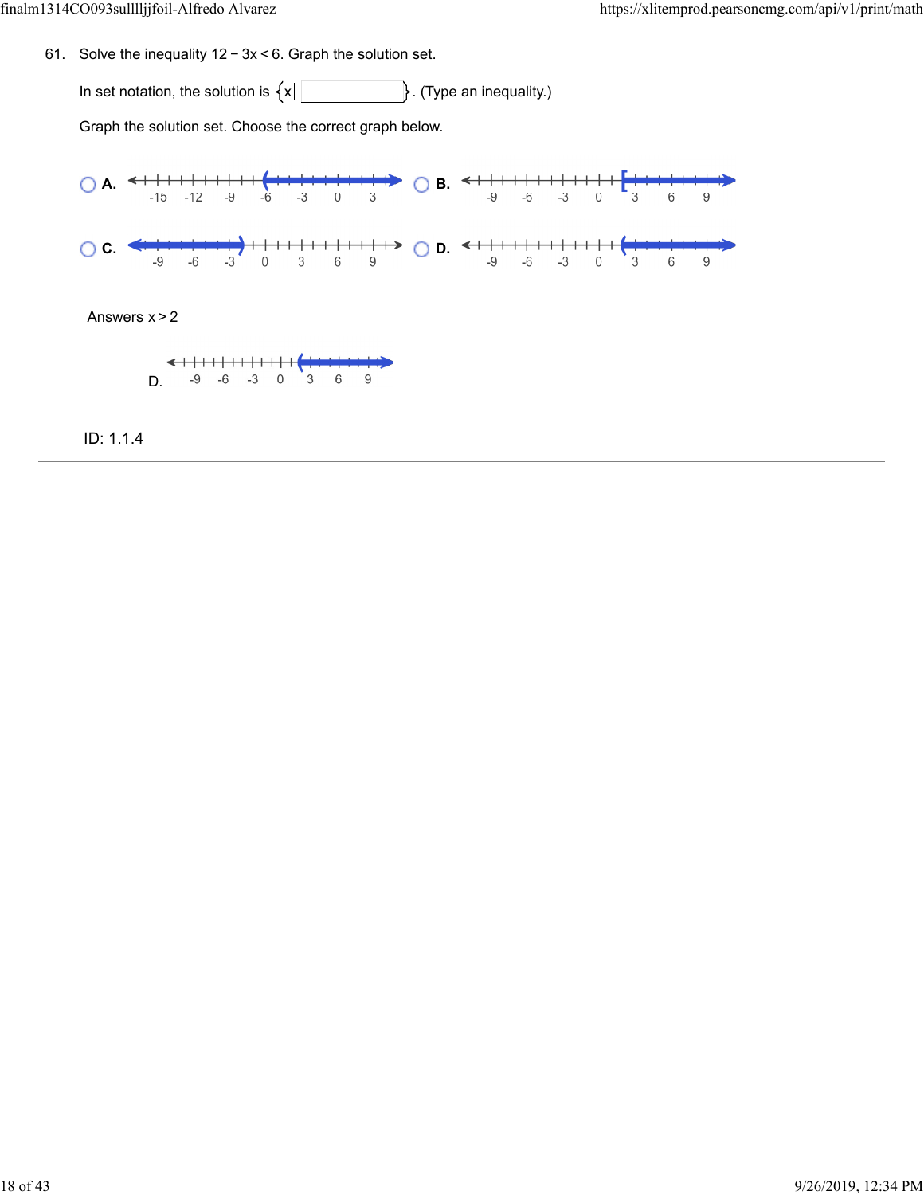61. Solve the inequality $12 - 3x < 6$. Graph the solution set.

In set notation, the solution is $\{x|$ ______ $\}$. (Type an inequality.)

Graph the solution set. Choose the correct graph below.

A.
-15 -12 -9 -6 -3 0 3

B.
-9 -6 -3 0 3 6 9

C.
-9 -6 -3 0 3 6 9

D.
-9 -6 -3 0 3 6 9

Answers $x > 2$

D.
-9 -6 -3 0 3 6 9

ID: 1.1.4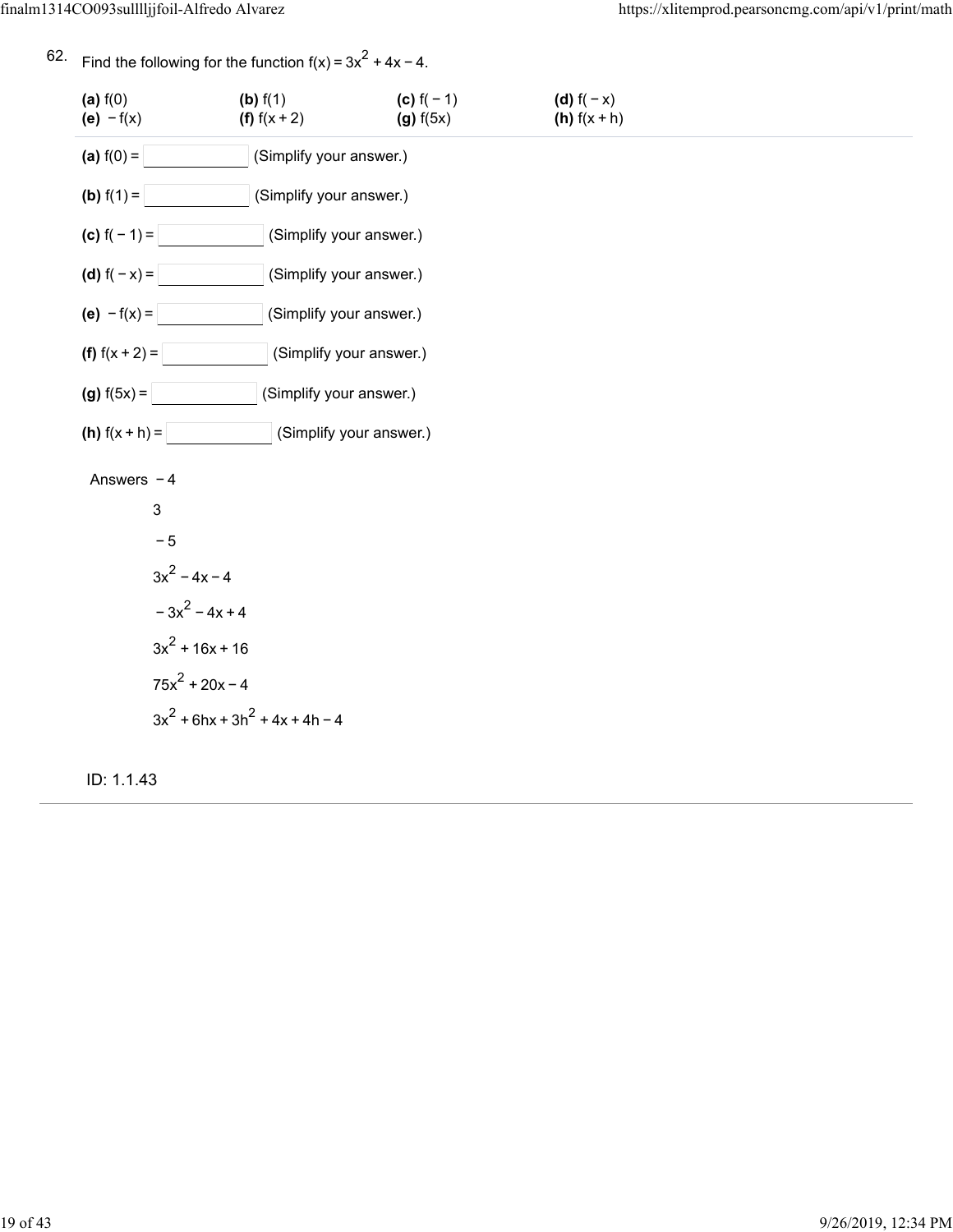62. Find the following for the function $f(x) = 3x^2 + 4x - 4$.

| | | | |
|---|---|---|---|
| **(a)** $f(0)$ | **(b)** $f(1)$ | **(c)** $f(-1)$ | **(d)** $f(-x)$ |
| **(e)** $-f(x)$ | **(f)** $f(x+2)$ | **(g)** $f(5x)$ | **(h)** $f(x+h)$ |

**(a)** $f(0) =$ ______ (Simplify your answer.)

**(b)** $f(1) =$ ______ (Simplify your answer.)

**(c)** $f(-1) =$ ______ (Simplify your answer.)

**(d)** $f(-x) =$ ______ (Simplify your answer.)

**(e)** $-f(x) =$ ______ (Simplify your answer.)

**(f)** $f(x+2) =$ ______ (Simplify your answer.)

**(g)** $f(5x) =$ ______ (Simplify your answer.)

**(h)** $f(x+h) =$ ______ (Simplify your answer.)

Answers $-4$

$3$

$-5$

$3x^2 - 4x - 4$

$-3x^2 - 4x + 4$

$3x^2 + 16x + 16$

$75x^2 + 20x - 4$

$3x^2 + 6hx + 3h^2 + 4x + 4h - 4$

ID: 1.1.43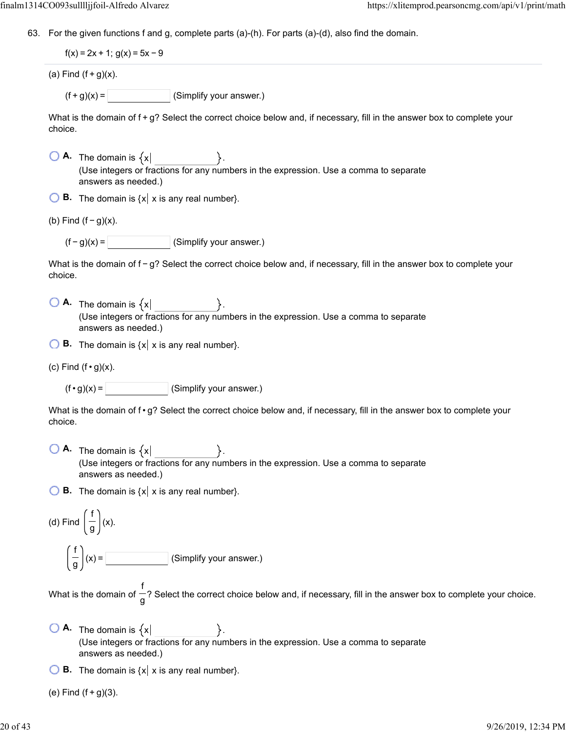63. For the given functions f and g, complete parts (a)-(h). For parts (a)-(d), also find the domain.

$f(x) = 2x + 1$; $g(x) = 5x - 9$

(a) Find $(f + g)(x)$.

$(f + g)(x) =$ ______ (Simplify your answer.)

What is the domain of $f + g$? Select the correct choice below and, if necessary, fill in the answer box to complete your choice.

- A. The domain is $\{x |$ ______ $\}$.
  (Use integers or fractions for any numbers in the expression. Use a comma to separate answers as needed.)
- B. The domain is $\{x |$ x is any real number$\}$.

(b) Find $(f - g)(x)$.

$(f - g)(x) =$ ______ (Simplify your answer.)

What is the domain of $f - g$? Select the correct choice below and, if necessary, fill in the answer box to complete your choice.

- A. The domain is $\{x |$ ______ $\}$.
  (Use integers or fractions for any numbers in the expression. Use a comma to separate answers as needed.)
- B. The domain is $\{x |$ x is any real number$\}$.

(c) Find $(f \cdot g)(x)$.

$(f \cdot g)(x) =$ ______ (Simplify your answer.)

What is the domain of $f \cdot g$? Select the correct choice below and, if necessary, fill in the answer box to complete your choice.

- A. The domain is $\{x |$ ______ $\}$.
  (Use integers or fractions for any numbers in the expression. Use a comma to separate answers as needed.)
- B. The domain is $\{x |$ x is any real number$\}$.

(d) Find $\left(\frac{f}{g}\right)(x)$.

$\left(\frac{f}{g}\right)(x) =$ ______ (Simplify your answer.)

What is the domain of $\frac{f}{g}$? Select the correct choice below and, if necessary, fill in the answer box to complete your choice.

- A. The domain is $\{x |$ ______ $\}$.
  (Use integers or fractions for any numbers in the expression. Use a comma to separate answers as needed.)
- B. The domain is $\{x |$ x is any real number$\}$.

(e) Find $(f + g)(3)$.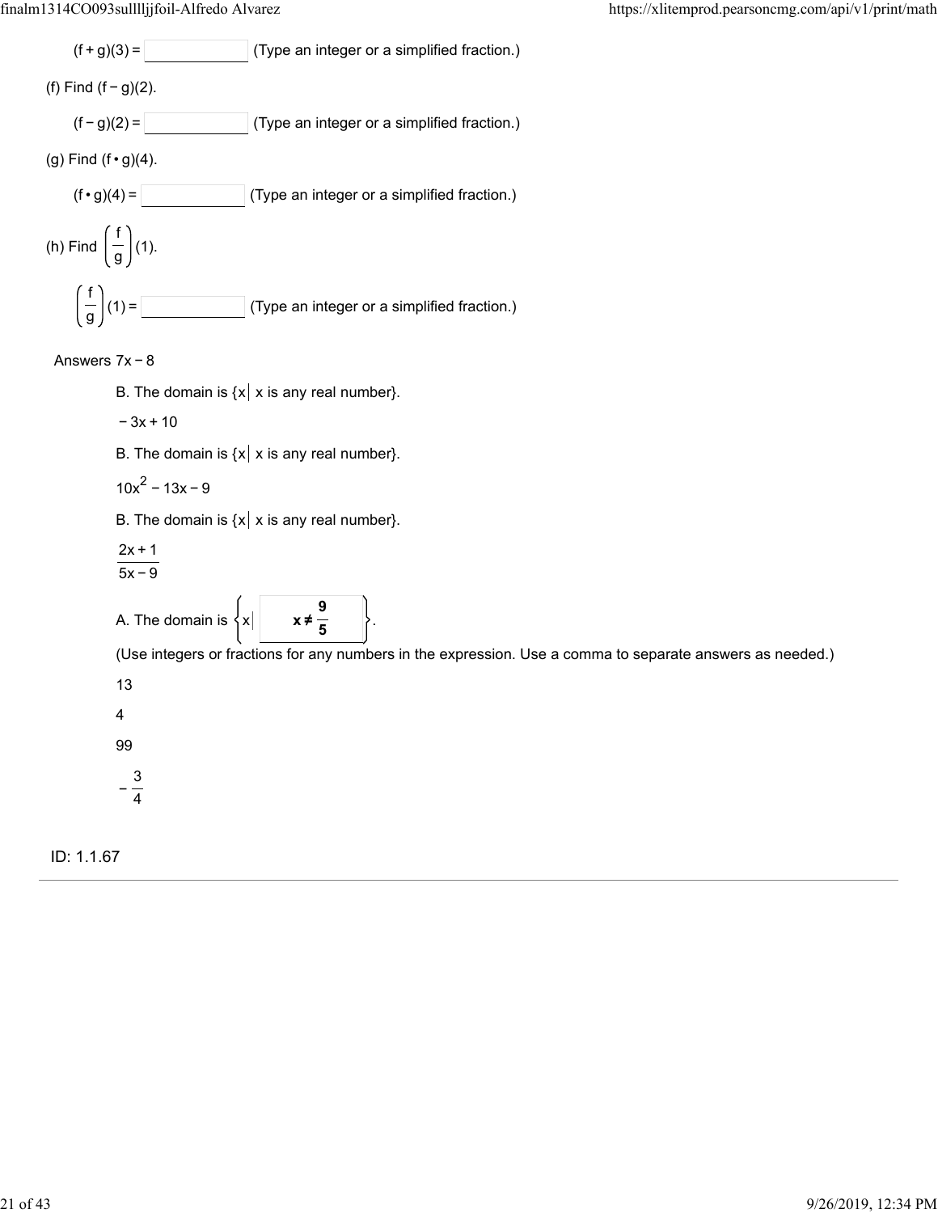$(f + g)(3) =$ ______ (Type an integer or a simplified fraction.)

(f) Find $(f - g)(2)$.

$(f - g)(2) =$ ______ (Type an integer or a simplified fraction.)

(g) Find $(f \cdot g)(4)$.

$(f \cdot g)(4) =$ ______ (Type an integer or a simplified fraction.)

(h) Find $\left(\frac{f}{g}\right)(1)$.

$\left(\frac{f}{g}\right)(1) =$ ______ (Type an integer or a simplified fraction.)

Answers $7x - 8$

B. The domain is $\{x \mid x \text{ is any real number}\}$.

$-3x + 10$

B. The domain is $\{x \mid x \text{ is any real number}\}$.

$10x^2 - 13x - 9$

B. The domain is $\{x \mid x \text{ is any real number}\}$.

$\frac{2x + 1}{5x - 9}$

A. The domain is $\left\{x \mid \mathbf{x \neq \frac{9}{5}}\right\}$.

(Use integers or fractions for any numbers in the expression. Use a comma to separate answers as needed.)

13

4

99

$-\frac{3}{4}$

ID: 1.1.67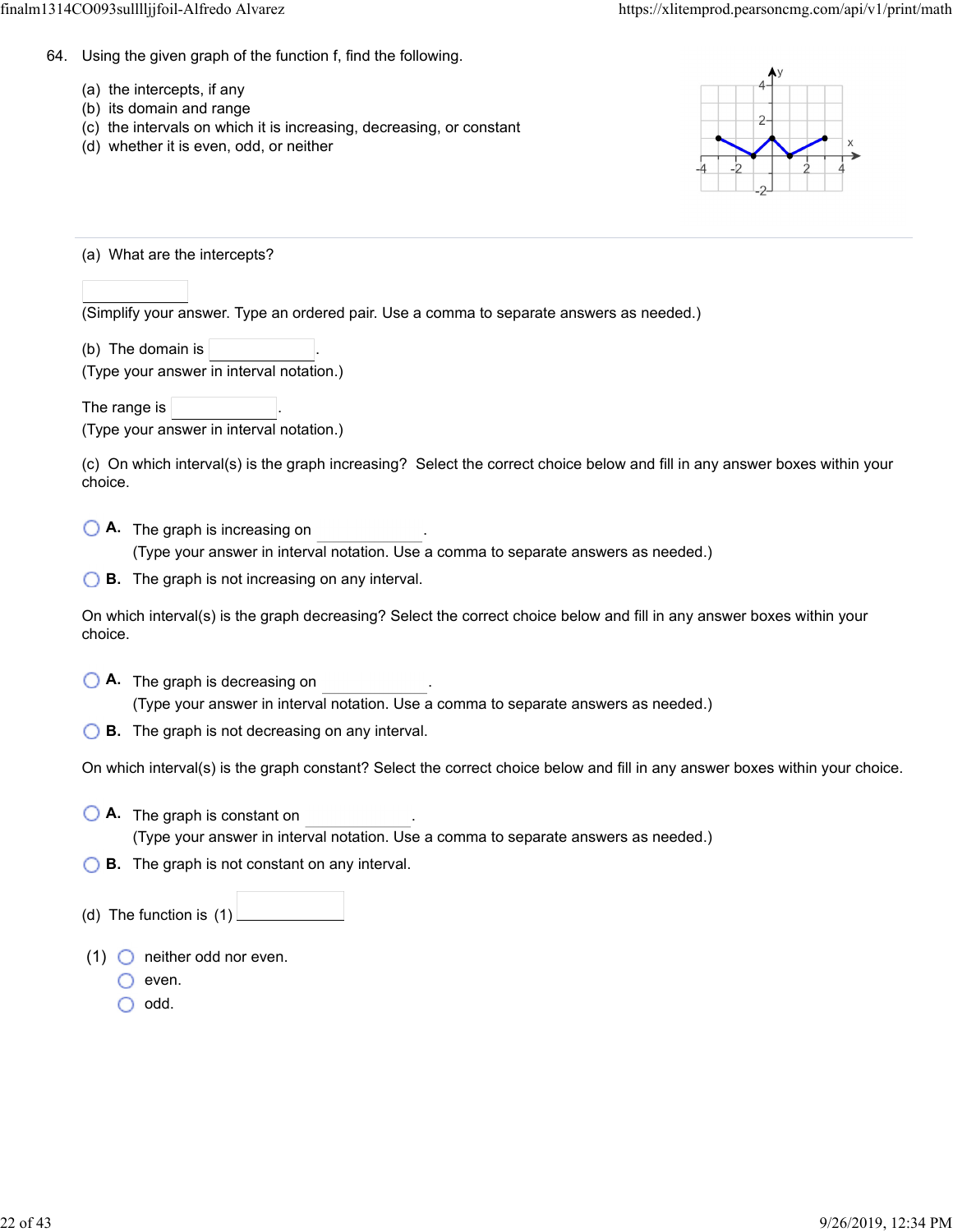64. Using the given graph of the function f, find the following.

(a) the intercepts, if any
(b) its domain and range
(c) the intervals on which it is increasing, decreasing, or constant
(d) whether it is even, odd, or neither

y
4
2
x
-4
-2
2
4
-2

(a) What are the intercepts?

(Simplify your answer. Type an ordered pair. Use a comma to separate answers as needed.)

(b) The domain is ______.
(Type your answer in interval notation.)

The range is ______.
(Type your answer in interval notation.)

(c) On which interval(s) is the graph increasing? Select the correct choice below and fill in any answer boxes within your choice.

- A. The graph is increasing on ______.
  (Type your answer in interval notation. Use a comma to separate answers as needed.)
- B. The graph is not increasing on any interval.

On which interval(s) is the graph decreasing? Select the correct choice below and fill in any answer boxes within your choice.

- A. The graph is decreasing on ______.
  (Type your answer in interval notation. Use a comma to separate answers as needed.)
- B. The graph is not decreasing on any interval.

On which interval(s) is the graph constant? Select the correct choice below and fill in any answer boxes within your choice.

- A. The graph is constant on ______.
  (Type your answer in interval notation. Use a comma to separate answers as needed.)
- B. The graph is not constant on any interval.

(d) The function is (1) ______

(1)
- neither odd nor even.
- even.
- odd.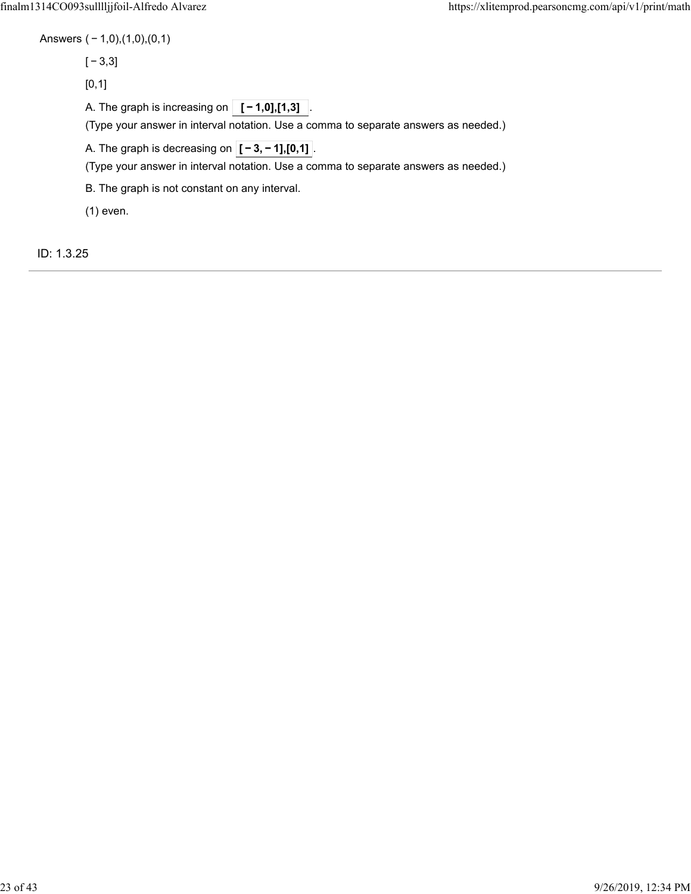Answers $(-1,0),(1,0),(0,1)$

$[-3,3]$

$[0,1]$

A. The graph is increasing on **$[-1,0],[1,3]$**.

(Type your answer in interval notation. Use a comma to separate answers as needed.)

A. The graph is decreasing on **$[-3,-1],[0,1]$**.

(Type your answer in interval notation. Use a comma to separate answers as needed.)

B. The graph is not constant on any interval.

(1) even.

ID: 1.3.25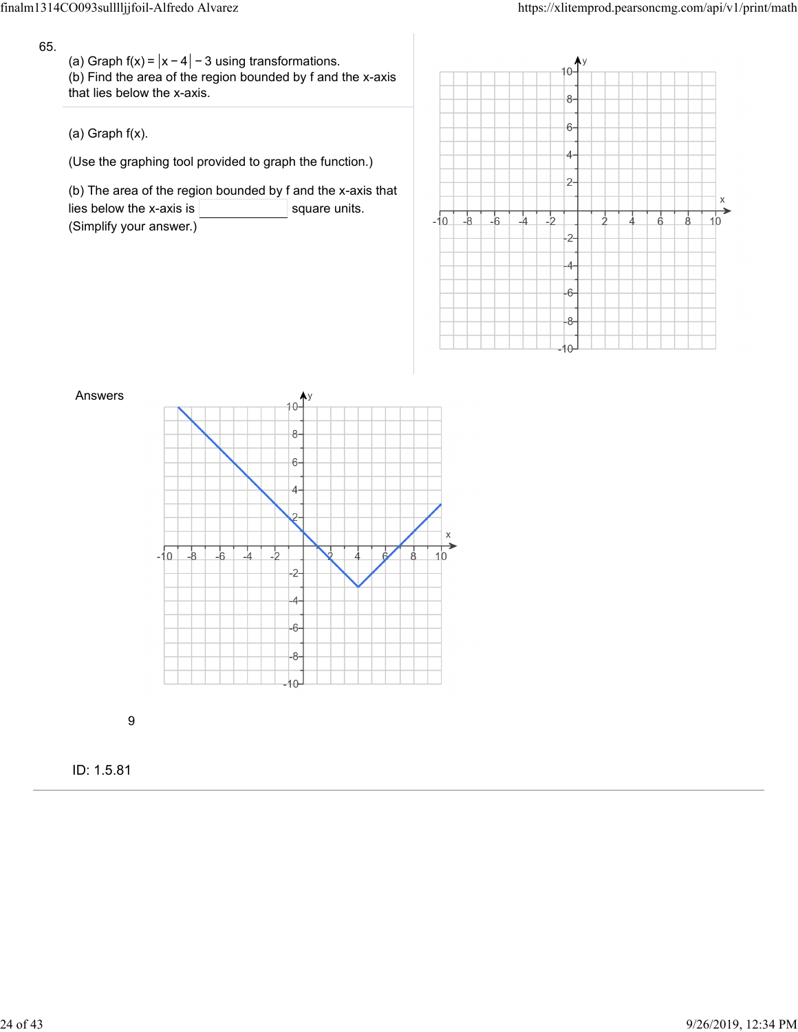65.

(a) Graph $f(x) = |x - 4| - 3$ using transformations.
(b) Find the area of the region bounded by f and the x-axis that lies below the x-axis.

(a) Graph f(x).

(Use the graphing tool provided to graph the function.)

(b) The area of the region bounded by f and the x-axis that lies below the x-axis is ________ square units.
(Simplify your answer.)

y
10
8
6
4
2
x
-10 -8 -6 -4 -2 2 4 6 8 10
-2
-4
-6
-8
-10

Answers

y
10
8
6
4
2
x
-10 -8 -6 -4 -2 2 4 6 8 10
-2
-4
-6
-8
-10

9

ID: 1.5.81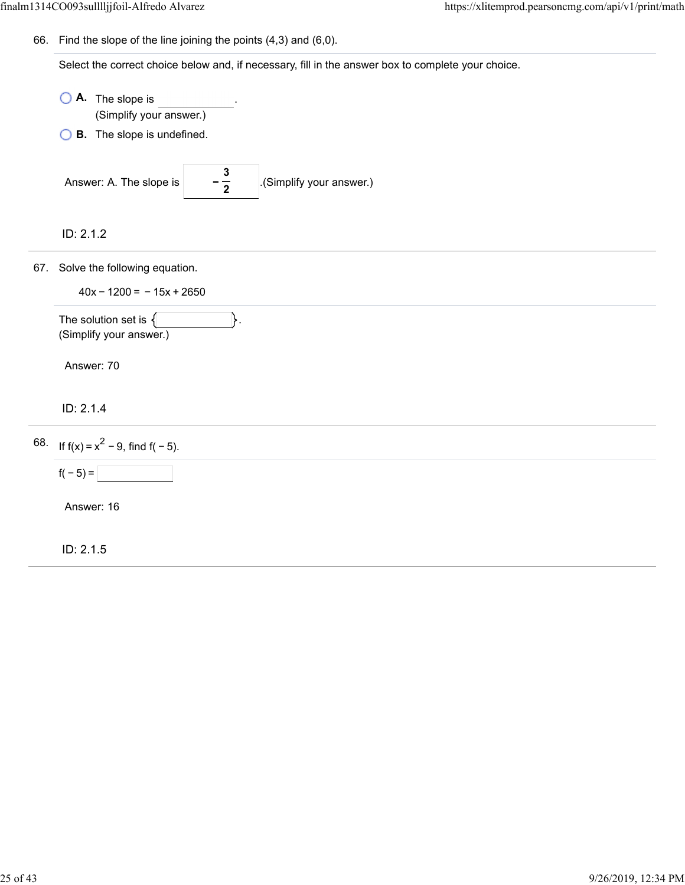66. Find the slope of the line joining the points (4,3) and (6,0).

Select the correct choice below and, if necessary, fill in the answer box to complete your choice.

- **A.** The slope is ________.
  (Simplify your answer.)
- **B.** The slope is undefined.

Answer: A. The slope is $-\frac{3}{2}$ .(Simplify your answer.)

ID: 2.1.2

---

67. Solve the following equation.

$$40x - 1200 = -15x + 2650$$

The solution set is { ________ }.
(Simplify your answer.)

Answer: 70

ID: 2.1.4

---

68. If $f(x) = x^2 - 9$, find $f(-5)$.

$f(-5) =$ ________

Answer: 16

ID: 2.1.5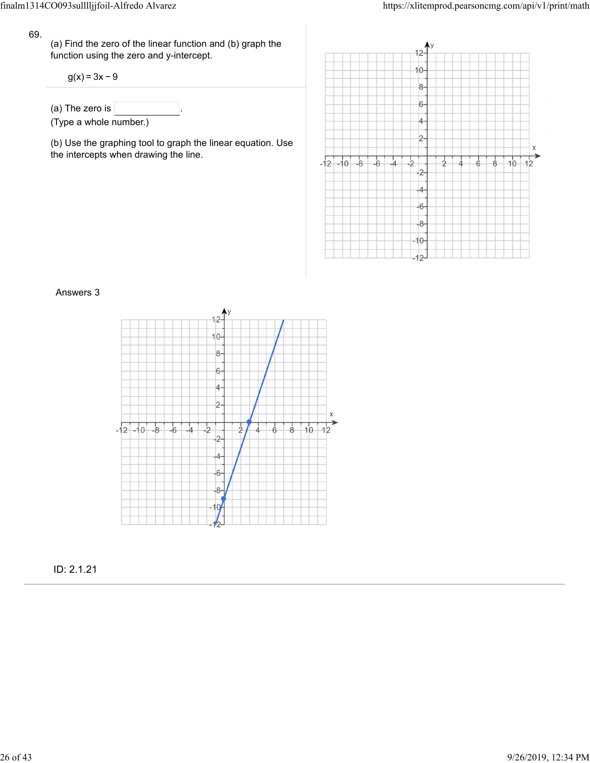69.

(a) Find the zero of the linear function and (b) graph the function using the zero and y-intercept.

$g(x) = 3x - 9$

(a) The zero is ________.
(Type a whole number.)

(b) Use the graphing tool to graph the linear equation. Use the intercepts when drawing the line.

y
12
10
8
6
4
2
x
-12 -10 -8 -6 -4 -2 2 4 6 8 10 12
-2
-4
-6
-8
-10
-12

Answers 3

y
12
10
8
6
4
2
x
-12 -10 -8 -6 -4 -2 2 4 6 8 10 12
-2
-4
-6
-8
-10
-12

ID: 2.1.21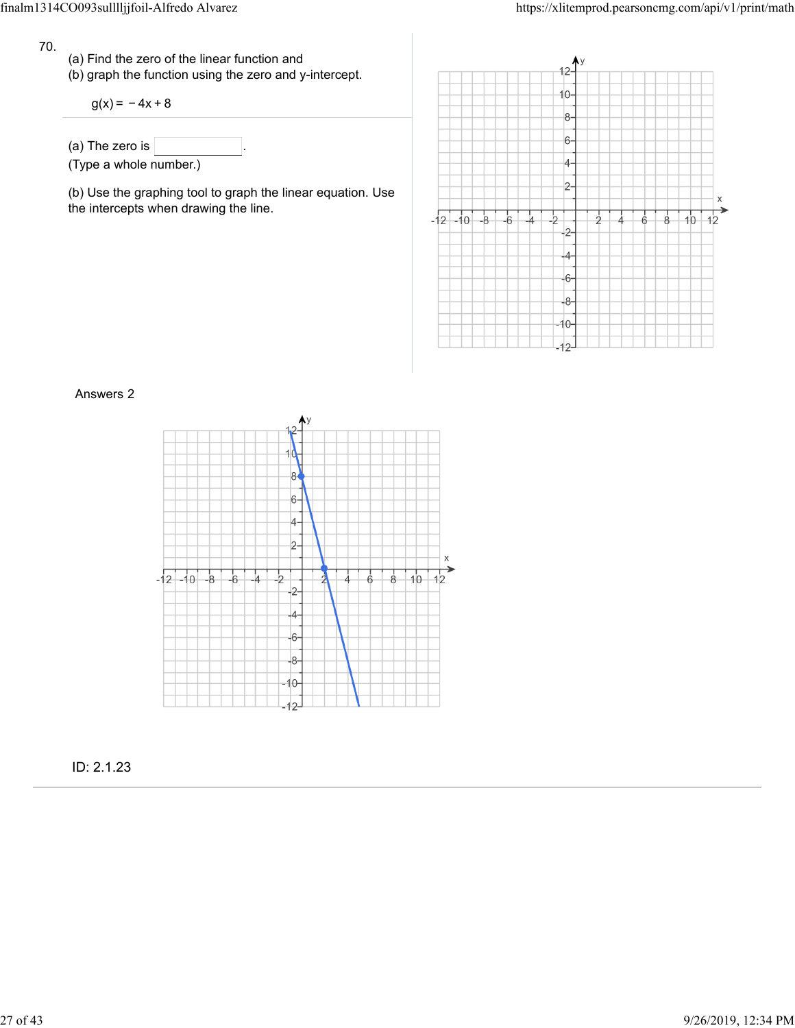70.

(a) Find the zero of the linear function and
(b) graph the function using the zero and y-intercept.

$g(x) = -4x + 8$

(a) The zero is \_\_\_\_\_\_\_\_.
(Type a whole number.)

(b) Use the graphing tool to graph the linear equation. Use the intercepts when drawing the line.

y
12
10
8
6
4
2
-12 -10 -8 -6 -4 -2 2 4 6 8 10 12 x
-2
-4
-6
-8
-10
-12

Answers 2

y
12
10
8
6
4
2
-12 -10 -8 -6 -4 -2 2 4 6 8 10 12 x
-2
-4
-6
-8
-10
-12

ID: 2.1.23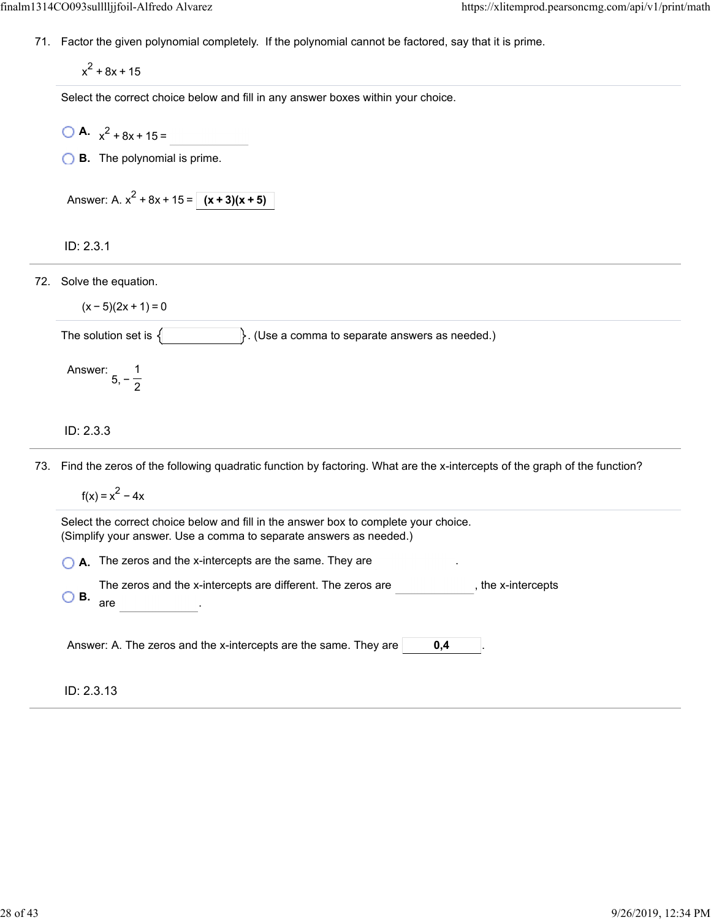71. Factor the given polynomial completely. If the polynomial cannot be factored, say that it is prime.

$$x^2 + 8x + 15$$

Select the correct choice below and fill in any answer boxes within your choice.

- **A.** $x^2 + 8x + 15 =$ ____________
- **B.** The polynomial is prime.

Answer: A. $x^2 + 8x + 15 =$ **$(x + 3)(x + 5)$**

ID: 2.3.1

---

72. Solve the equation.

$$(x - 5)(2x + 1) = 0$$

The solution set is $\{$ ____________ $\}$. (Use a comma to separate answers as needed.)

Answer: $5, -\frac{1}{2}$

ID: 2.3.3

---

73. Find the zeros of the following quadratic function by factoring. What are the x-intercepts of the graph of the function?

$$f(x) = x^2 - 4x$$

Select the correct choice below and fill in the answer box to complete your choice.
(Simplify your answer. Use a comma to separate answers as needed.)

- **A.** The zeros and the x-intercepts are the same. They are ____________.
- **B.** The zeros and the x-intercepts are different. The zeros are ____________, the x-intercepts are ____________.

Answer: A. The zeros and the x-intercepts are the same. They are **0,4**.

ID: 2.3.13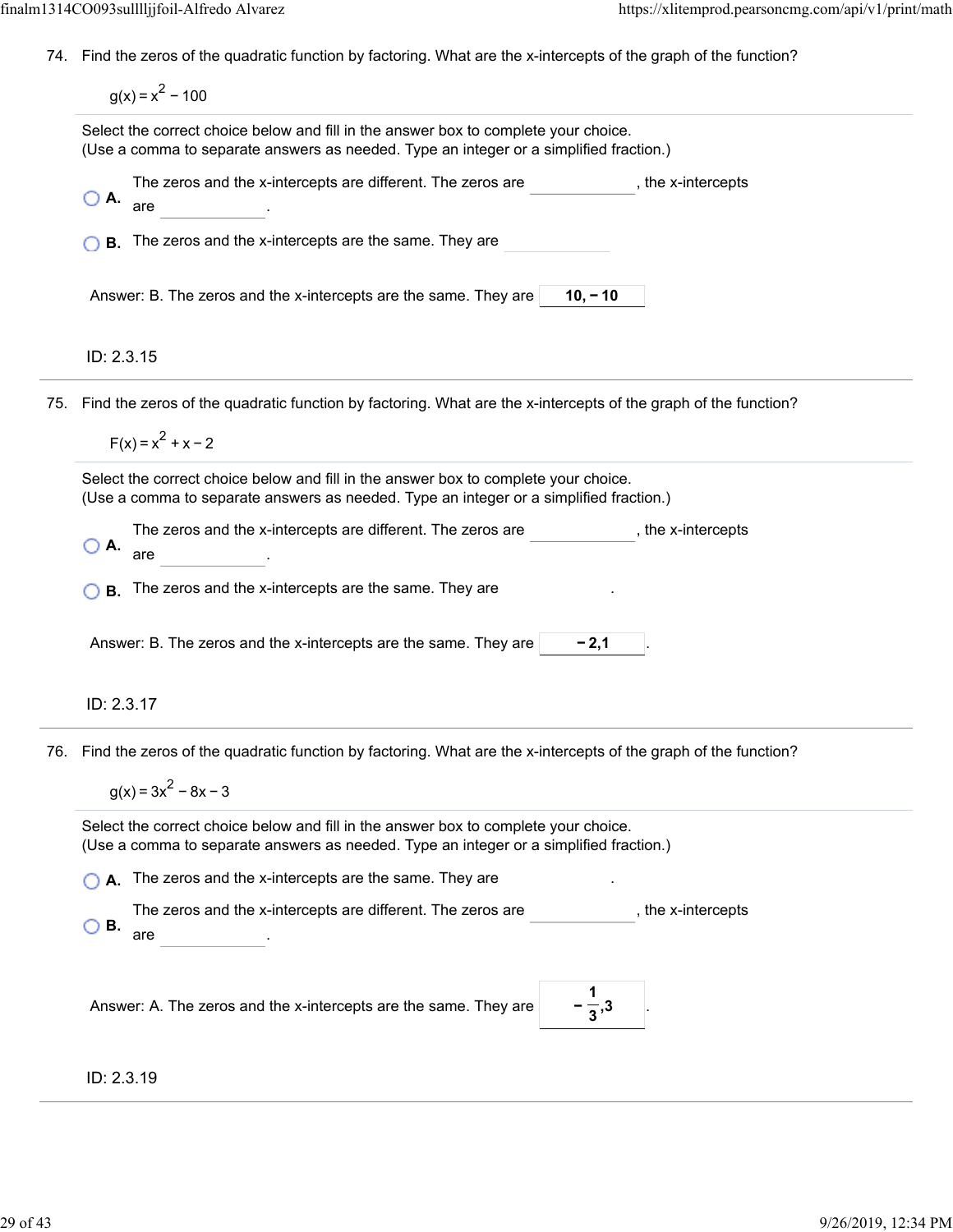74. Find the zeros of the quadratic function by factoring. What are the x-intercepts of the graph of the function?

$g(x) = x^2 - 100$

Select the correct choice below and fill in the answer box to complete your choice.
(Use a comma to separate answers as needed. Type an integer or a simplified fraction.)

- A. The zeros and the x-intercepts are different. The zeros are ______, the x-intercepts are ______.
- B. The zeros and the x-intercepts are the same. They are ______

Answer: B. The zeros and the x-intercepts are the same. They are **$10, -10$**

ID: 2.3.15

---

75. Find the zeros of the quadratic function by factoring. What are the x-intercepts of the graph of the function?

$F(x) = x^2 + x - 2$

Select the correct choice below and fill in the answer box to complete your choice.
(Use a comma to separate answers as needed. Type an integer or a simplified fraction.)

- A. The zeros and the x-intercepts are different. The zeros are ______, the x-intercepts are ______.
- B. The zeros and the x-intercepts are the same. They are ______.

Answer: B. The zeros and the x-intercepts are the same. They are **$-2,1$**.

ID: 2.3.17

---

76. Find the zeros of the quadratic function by factoring. What are the x-intercepts of the graph of the function?

$g(x) = 3x^2 - 8x - 3$

Select the correct choice below and fill in the answer box to complete your choice.
(Use a comma to separate answers as needed. Type an integer or a simplified fraction.)

- A. The zeros and the x-intercepts are the same. They are ______.
- B. The zeros and the x-intercepts are different. The zeros are ______, the x-intercepts are ______.

Answer: A. The zeros and the x-intercepts are the same. They are **$-\frac{1}{3},3$**.

ID: 2.3.19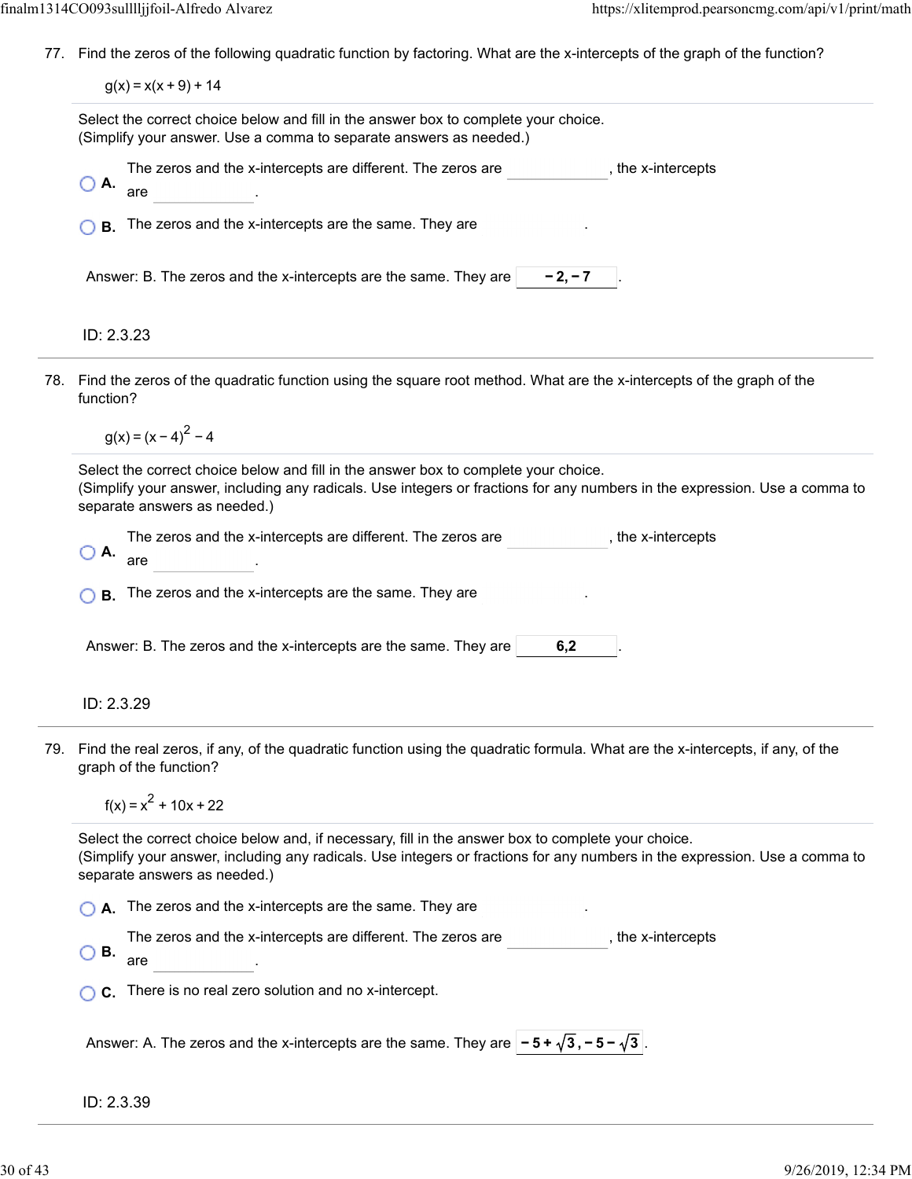77. Find the zeros of the following quadratic function by factoring. What are the x-intercepts of the graph of the function?

$g(x) = x(x + 9) + 14$

Select the correct choice below and fill in the answer box to complete your choice.
(Simplify your answer. Use a comma to separate answers as needed.)

- A. The zeros and the x-intercepts are different. The zeros are ____, the x-intercepts are ____.
- B. The zeros and the x-intercepts are the same. They are ____.

Answer: B. The zeros and the x-intercepts are the same. They are **$-2, -7$**.

ID: 2.3.23

---

78. Find the zeros of the quadratic function using the square root method. What are the x-intercepts of the graph of the function?

$g(x) = (x - 4)^2 - 4$

Select the correct choice below and fill in the answer box to complete your choice.
(Simplify your answer, including any radicals. Use integers or fractions for any numbers in the expression. Use a comma to separate answers as needed.)

- A. The zeros and the x-intercepts are different. The zeros are ____, the x-intercepts are ____.
- B. The zeros and the x-intercepts are the same. They are ____.

Answer: B. The zeros and the x-intercepts are the same. They are **6,2**.

ID: 2.3.29

---

79. Find the real zeros, if any, of the quadratic function using the quadratic formula. What are the x-intercepts, if any, of the graph of the function?

$f(x) = x^2 + 10x + 22$

Select the correct choice below and, if necessary, fill in the answer box to complete your choice.
(Simplify your answer, including any radicals. Use integers or fractions for any numbers in the expression. Use a comma to separate answers as needed.)

- A. The zeros and the x-intercepts are the same. They are ____.
- B. The zeros and the x-intercepts are different. The zeros are ____, the x-intercepts are ____.
- C. There is no real zero solution and no x-intercept.

Answer: A. The zeros and the x-intercepts are the same. They are **$-5 + \sqrt{3}, -5 - \sqrt{3}$**.

ID: 2.3.39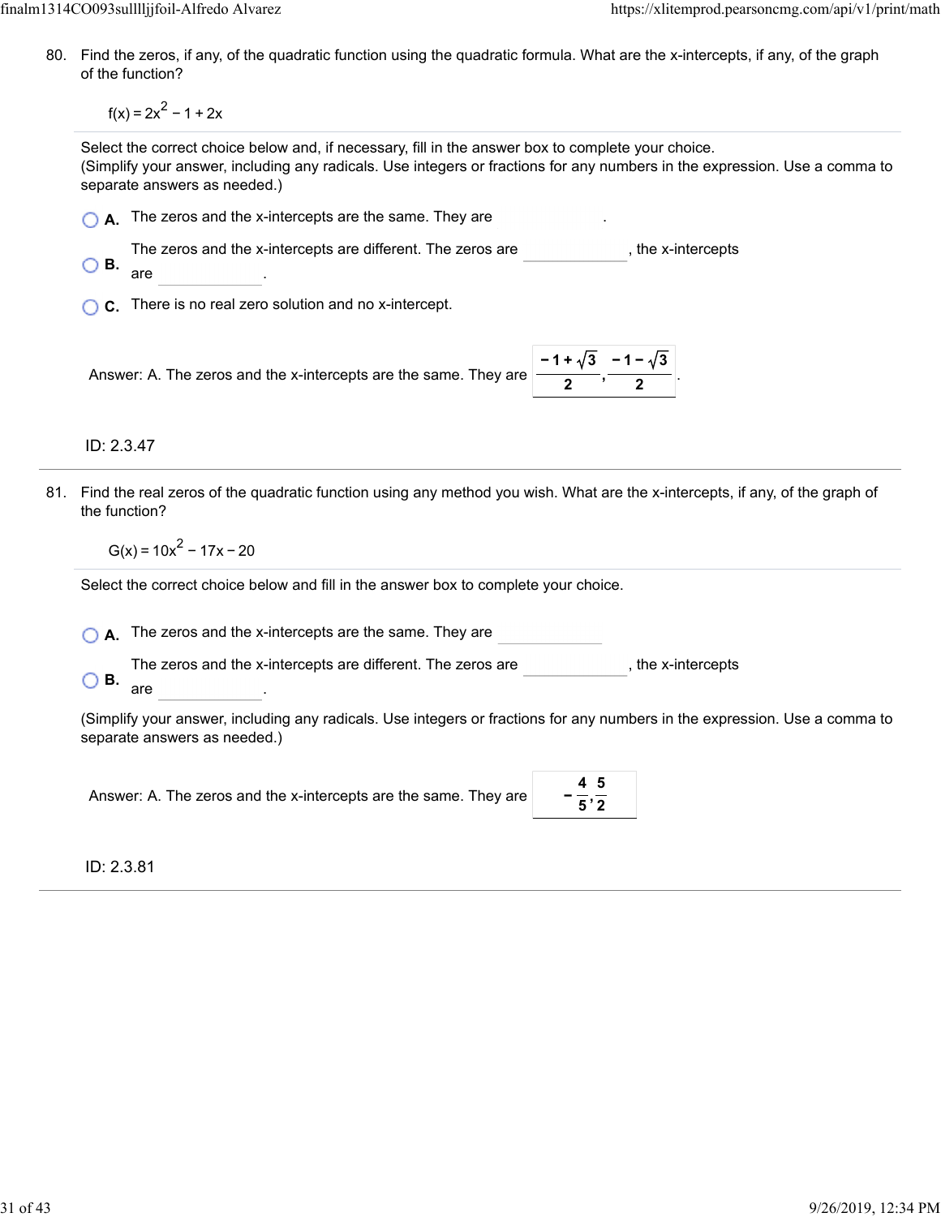80. Find the zeros, if any, of the quadratic function using the quadratic formula. What are the x-intercepts, if any, of the graph of the function?

$$f(x) = 2x^2 - 1 + 2x$$

Select the correct choice below and, if necessary, fill in the answer box to complete your choice.
(Simplify your answer, including any radicals. Use integers or fractions for any numbers in the expression. Use a comma to separate answers as needed.)

- **A.** The zeros and the x-intercepts are the same. They are \_\_\_\_\_\_\_\_.
- **B.** The zeros and the x-intercepts are different. The zeros are \_\_\_\_\_\_\_\_, the x-intercepts are \_\_\_\_\_\_\_\_.
- **C.** There is no real zero solution and no x-intercept.

Answer: A. The zeros and the x-intercepts are the same. They are $\frac{-1+\sqrt{3}}{2}, \frac{-1-\sqrt{3}}{2}$.

ID: 2.3.47

---

81. Find the real zeros of the quadratic function using any method you wish. What are the x-intercepts, if any, of the graph of the function?

$$G(x) = 10x^2 - 17x - 20$$

Select the correct choice below and fill in the answer box to complete your choice.

- **A.** The zeros and the x-intercepts are the same. They are \_\_\_\_\_\_\_\_
- **B.** The zeros and the x-intercepts are different. The zeros are \_\_\_\_\_\_\_\_, the x-intercepts are \_\_\_\_\_\_\_\_.

(Simplify your answer, including any radicals. Use integers or fractions for any numbers in the expression. Use a comma to separate answers as needed.)

Answer: A. The zeros and the x-intercepts are the same. They are $-\frac{4}{5}, \frac{5}{2}$

ID: 2.3.81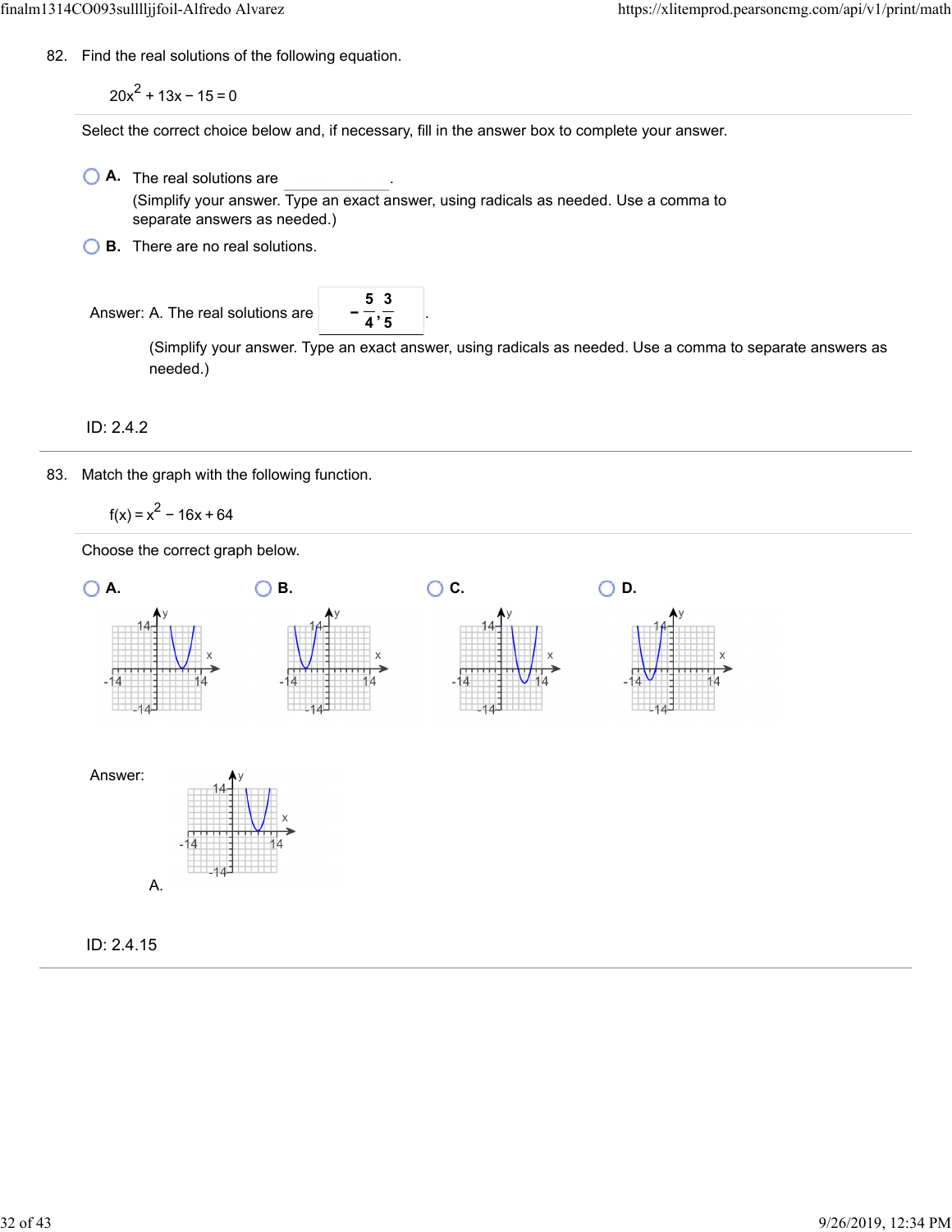82. Find the real solutions of the following equation.

$$20x^2 + 13x - 15 = 0$$

Select the correct choice below and, if necessary, fill in the answer box to complete your answer.

- A. The real solutions are ______.
  (Simplify your answer. Type an exact answer, using radicals as needed. Use a comma to separate answers as needed.)
- B. There are no real solutions.

Answer: A. The real solutions are $-\frac{5}{4}, \frac{3}{5}$.

(Simplify your answer. Type an exact answer, using radicals as needed. Use a comma to separate answers as needed.)

ID: 2.4.2

---

83. Match the graph with the following function.

$$f(x) = x^2 - 16x + 64$$

Choose the correct graph below.

A.

14
y
x
-14
14
-14

B.

14
y
x
-14
14
-14

C.

14
y
x
-14
14
-14

D.

14
y
x
-14
14
-14

Answer:

14
y
x
-14
14
-14

A.

ID: 2.4.15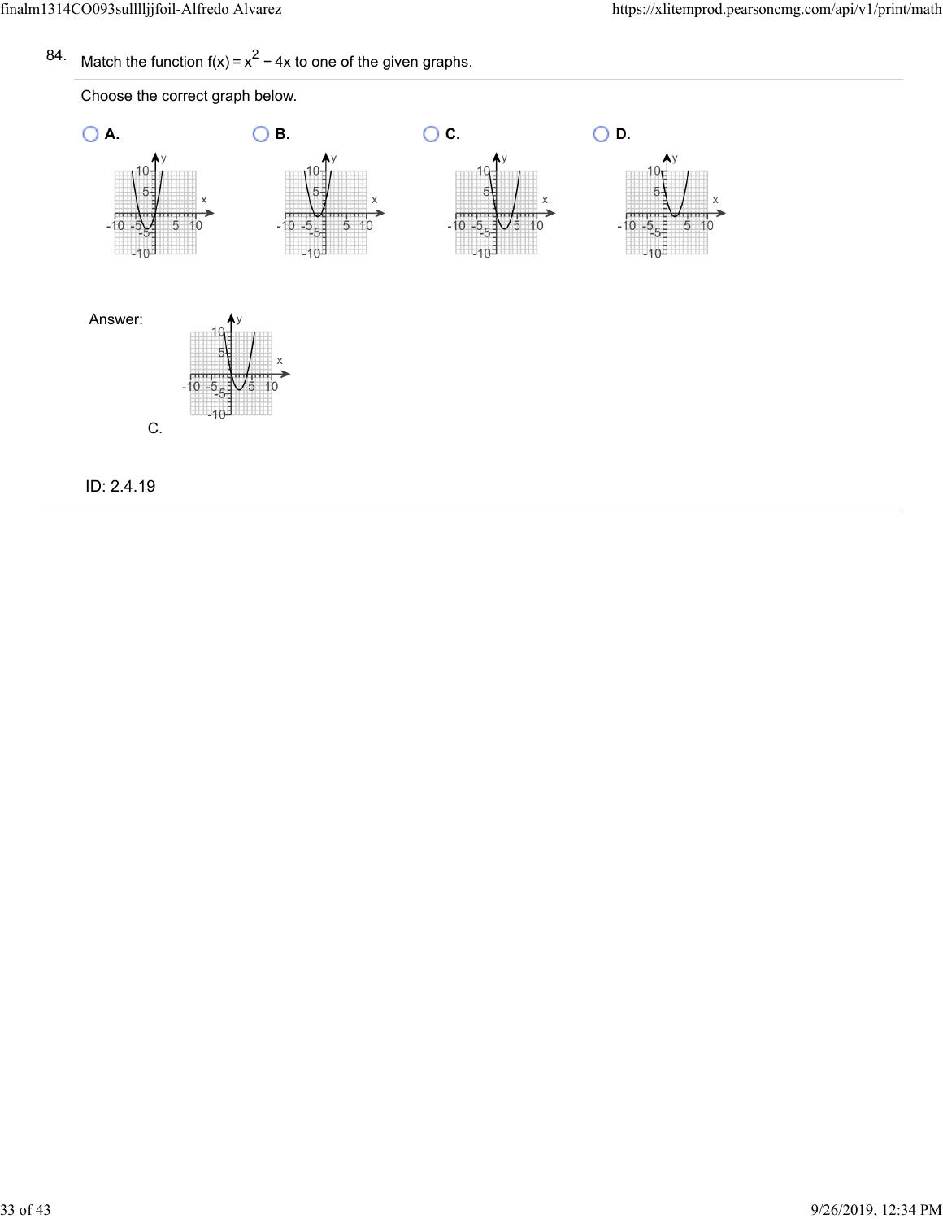84. Match the function $f(x) = x^2 - 4x$ to one of the given graphs.

Choose the correct graph below.

**A.**

y
10
5
x
-10 -5 5 10
-5
-10

**B.**

y
10
5
x
-10 -5 5 10
-5
-10

**C.**

y
10
5
x
-10 -5 5 10
-5
-10

**D.**

y
10
5
x
-10 -5 5 10
-5
-10

Answer:

y
10
5
x
-10 -5 5 10
-5
-10

C.

ID: 2.4.19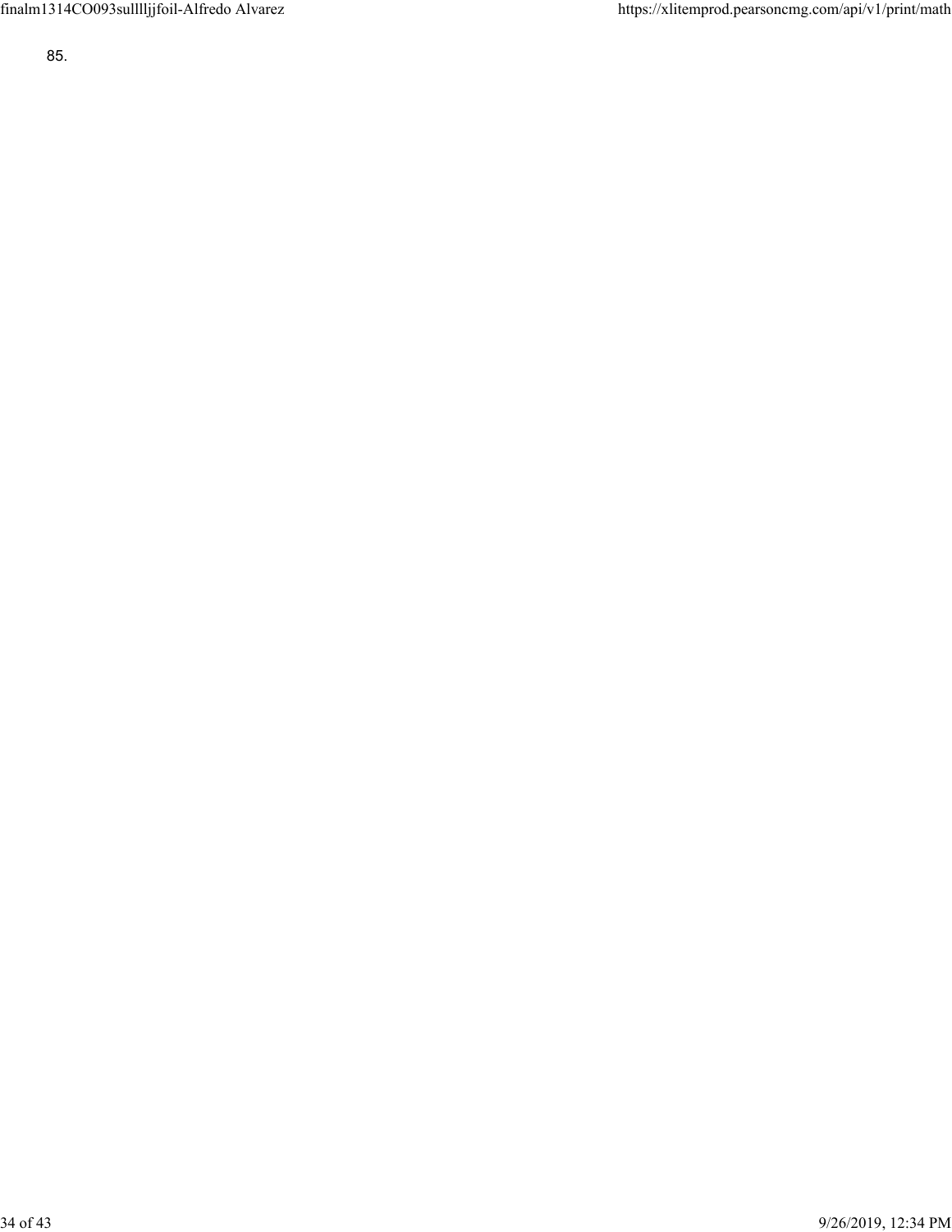85.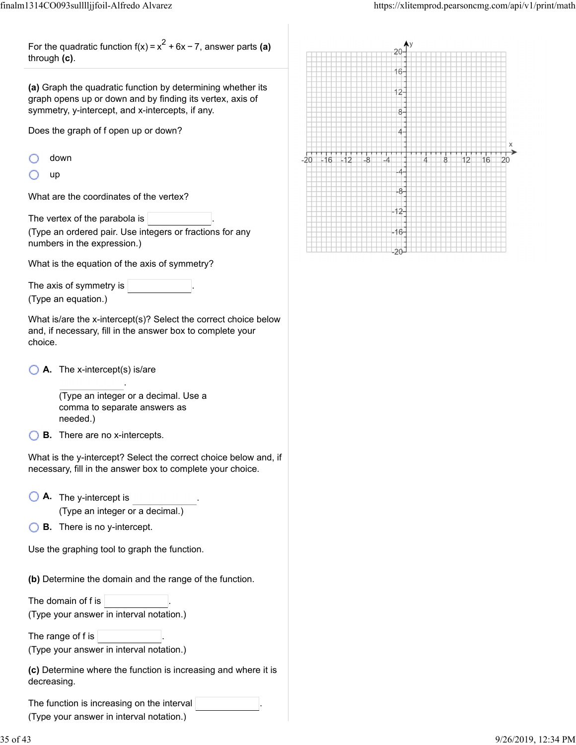For the quadratic function $f(x) = x^2 + 6x - 7$, answer parts **(a)** through **(c)**.

**(a)** Graph the quadratic function by determining whether its graph opens up or down and by finding its vertex, axis of symmetry, y-intercept, and x-intercepts, if any.

Does the graph of f open up or down?

- down
- up

What are the coordinates of the vertex?

The vertex of the parabola is \_\_\_\_\_\_\_\_\_\_.
(Type an ordered pair. Use integers or fractions for any numbers in the expression.)

What is the equation of the axis of symmetry?

The axis of symmetry is \_\_\_\_\_\_\_\_\_\_.
(Type an equation.)

What is/are the x-intercept(s)? Select the correct choice below and, if necessary, fill in the answer box to complete your choice.

- **A.** The x-intercept(s) is/are \_\_\_\_\_\_\_\_\_\_.
  (Type an integer or a decimal. Use a comma to separate answers as needed.)
- **B.** There are no x-intercepts.

What is the y-intercept? Select the correct choice below and, if necessary, fill in the answer box to complete your choice.

- **A.** The y-intercept is \_\_\_\_\_\_\_\_\_\_.
  (Type an integer or a decimal.)
- **B.** There is no y-intercept.

Use the graphing tool to graph the function.

y
x
20
16
12
8
4
-4
-8
-12
-16
-20
-20 -16 -12 -8 -4 4 8 12 16 20

**(b)** Determine the domain and the range of the function.

The domain of f is \_\_\_\_\_\_\_\_\_\_.
(Type your answer in interval notation.)

The range of f is \_\_\_\_\_\_\_\_\_\_.
(Type your answer in interval notation.)

**(c)** Determine where the function is increasing and where it is decreasing.

The function is increasing on the interval \_\_\_\_\_\_\_\_\_\_.
(Type your answer in interval notation.)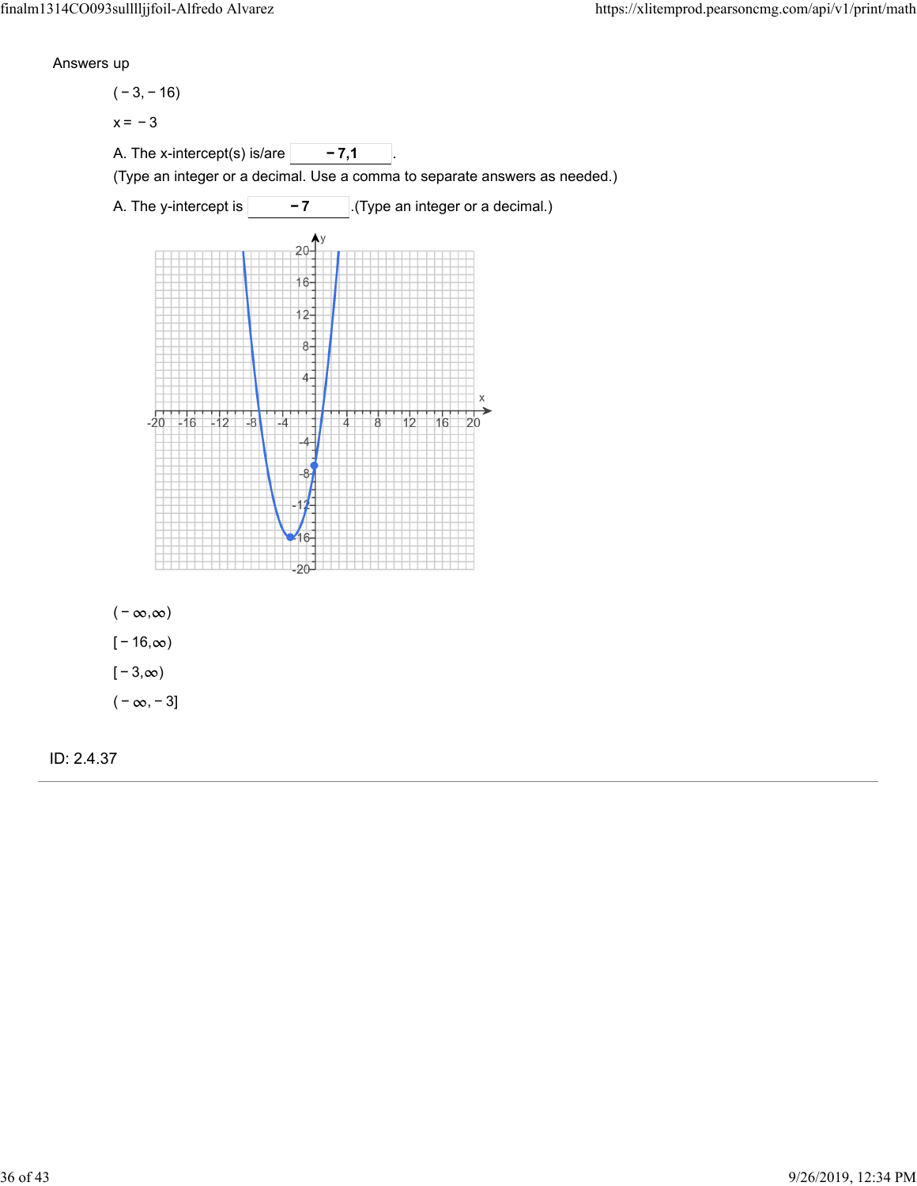Answers up

$(-3, -16)$

$x = -3$

A. The x-intercept(s) is/are **−7,1**.

(Type an integer or a decimal. Use a comma to separate answers as needed.)

A. The y-intercept is **−7**.(Type an integer or a decimal.)

y

20
16
12
8
4
x
-20 -16 -12 -8 -4 4 8 12 16 20
-4
-8
-12
-16
-20

$(-\infty, \infty)$

$[-16, \infty)$

$[-3, \infty)$

$(-\infty, -3]$

ID: 2.4.37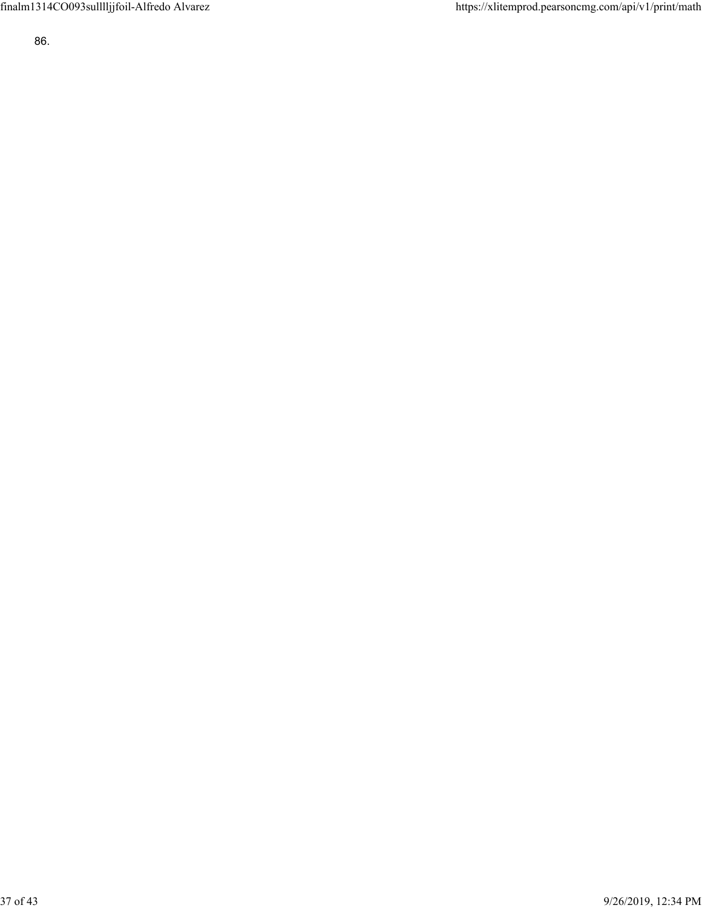86.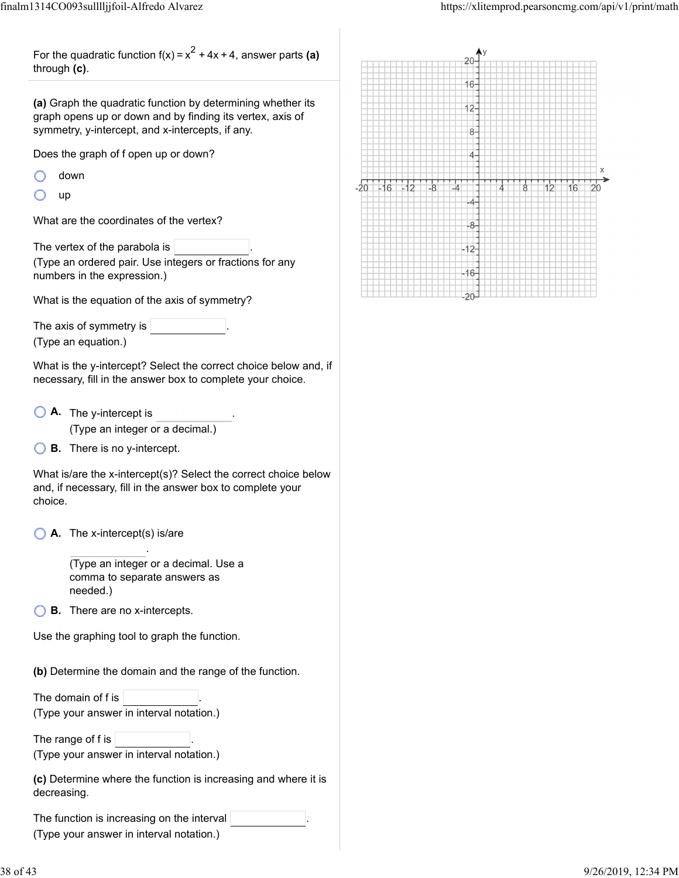For the quadratic function $f(x) = x^2 + 4x + 4$, answer parts **(a)** through **(c)**.

**(a)** Graph the quadratic function by determining whether its graph opens up or down and by finding its vertex, axis of symmetry, y-intercept, and x-intercepts, if any.

Does the graph of f open up or down?

- down
- up

What are the coordinates of the vertex?

The vertex of the parabola is ______.
(Type an ordered pair. Use integers or fractions for any numbers in the expression.)

What is the equation of the axis of symmetry?

The axis of symmetry is ______.
(Type an equation.)

What is the y-intercept? Select the correct choice below and, if necessary, fill in the answer box to complete your choice.

- **A.** The y-intercept is ______.
  (Type an integer or a decimal.)
- **B.** There is no y-intercept.

What is/are the x-intercept(s)? Select the correct choice below and, if necessary, fill in the answer box to complete your choice.

- **A.** The x-intercept(s) is/are ______.
  (Type an integer or a decimal. Use a comma to separate answers as needed.)
- **B.** There are no x-intercepts.

Use the graphing tool to graph the function.

y
20
16
12
8
4
x
-20 -16 -12 -8 -4 4 8 12 16 20
-4
-8
-12
-16
-20

**(b)** Determine the domain and the range of the function.

The domain of f is ______.
(Type your answer in interval notation.)

The range of f is ______.
(Type your answer in interval notation.)

**(c)** Determine where the function is increasing and where it is decreasing.

The function is increasing on the interval ______.
(Type your answer in interval notation.)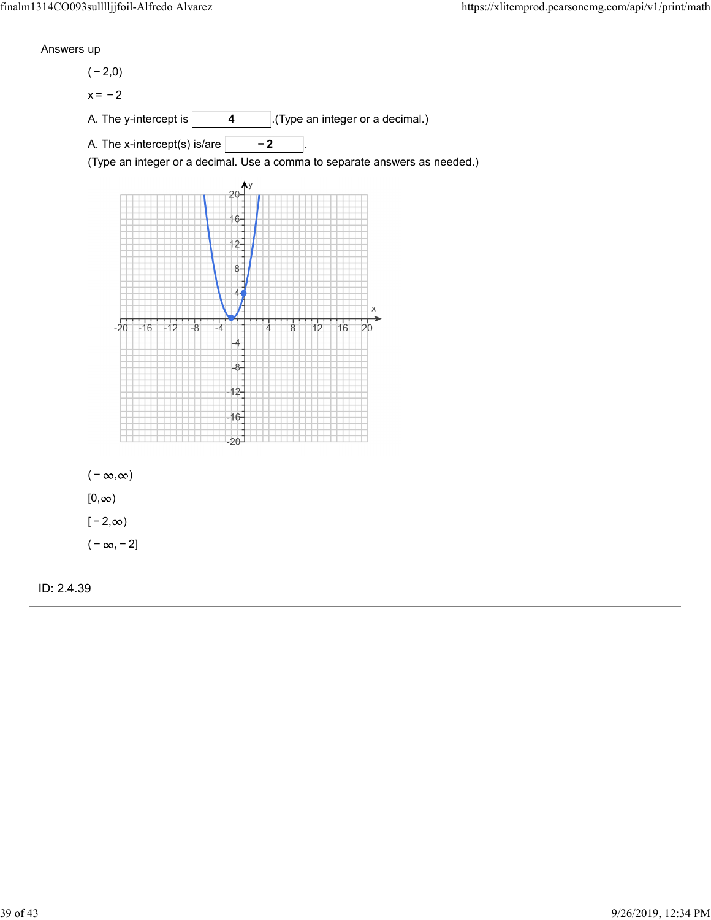Answers up

$(-2,0)$

$x = -2$

A. The y-intercept is **4**.(Type an integer or a decimal.)

A. The x-intercept(s) is/are **−2**.

(Type an integer or a decimal. Use a comma to separate answers as needed.)

y

x

20

16

12

8

4

-4

-8

-12

-16

-20

-20 -16 -12 -8 -4 4 8 12 16 20

$(-\infty,\infty)$

$[0,\infty)$

$[-2,\infty)$

$(-\infty,-2]$

ID: 2.4.39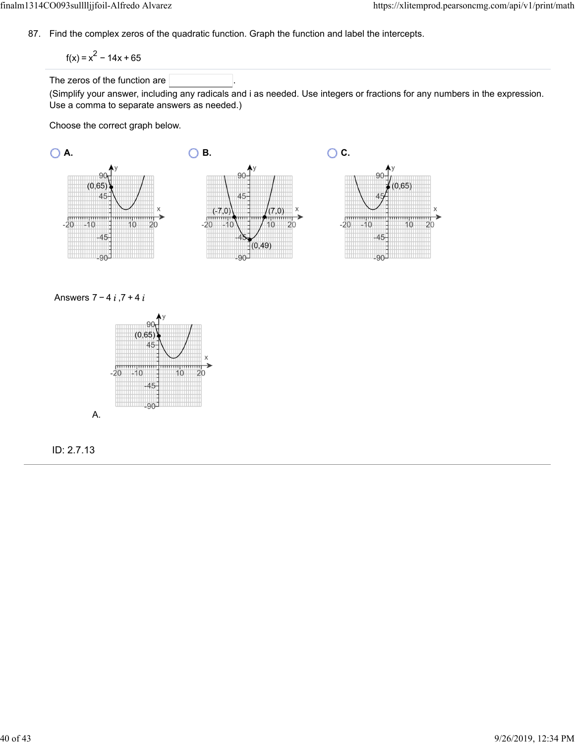87. Find the complex zeros of the quadratic function. Graph the function and label the intercepts.

$f(x) = x^2 - 14x + 65$

The zeros of the function are ____________.
(Simplify your answer, including any radicals and i as needed. Use integers or fractions for any numbers in the expression. Use a comma to separate answers as needed.)

Choose the correct graph below.

**A.**

90
(0,65)
45
-20
-10
10
20
-45
-90
x
y

**B.**

90
45
(-7,0)
(7,0)
-20
-10
10
20
-45
(0,49)
-90
x
y

**C.**

90
(0,65)
45
-20
-10
10
20
-45
-90
x
y

Answers $7 - 4i, 7 + 4i$

90
(0,65)
45
-20
-10
10
20
-45
-90
x
y

A.

ID: 2.7.13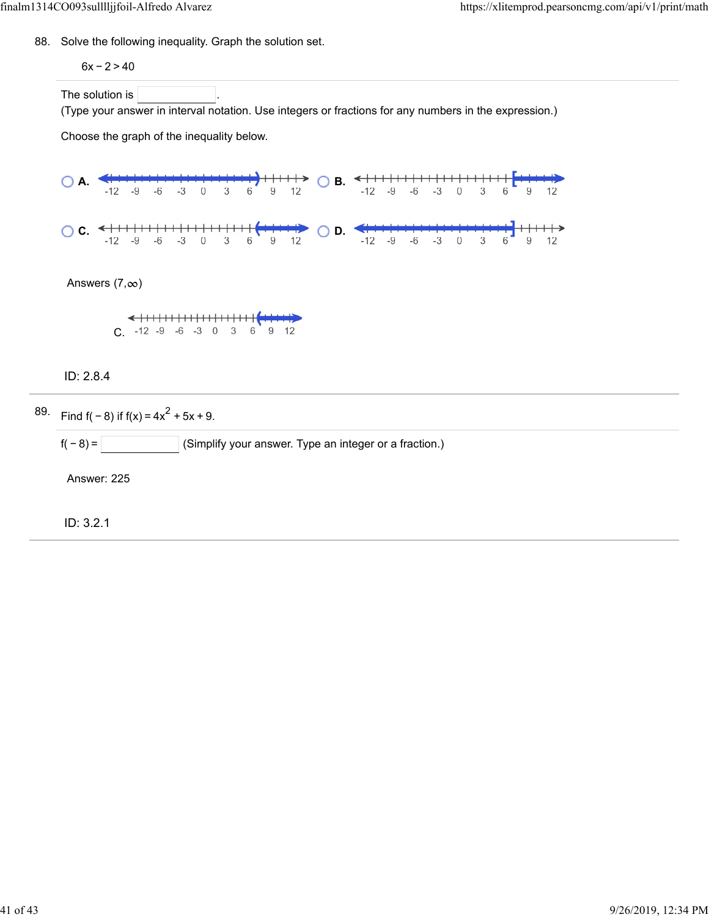88. Solve the following inequality. Graph the solution set.

$$6x - 2 > 40$$

The solution is ______.
(Type your answer in interval notation. Use integers or fractions for any numbers in the expression.)

Choose the graph of the inequality below.

- A. (number line from -12 to 12)
- B. (number line from -12 to 12)
- C. (number line from -12 to 12)
- D. (number line from -12 to 12)

Answers $(7,\infty)$

C. (number line from -12 to 12)

ID: 2.8.4

---

89. Find $f(-8)$ if $f(x) = 4x^2 + 5x + 9$.

$f(-8) =$ ______ (Simplify your answer. Type an integer or a fraction.)

Answer: 225

ID: 3.2.1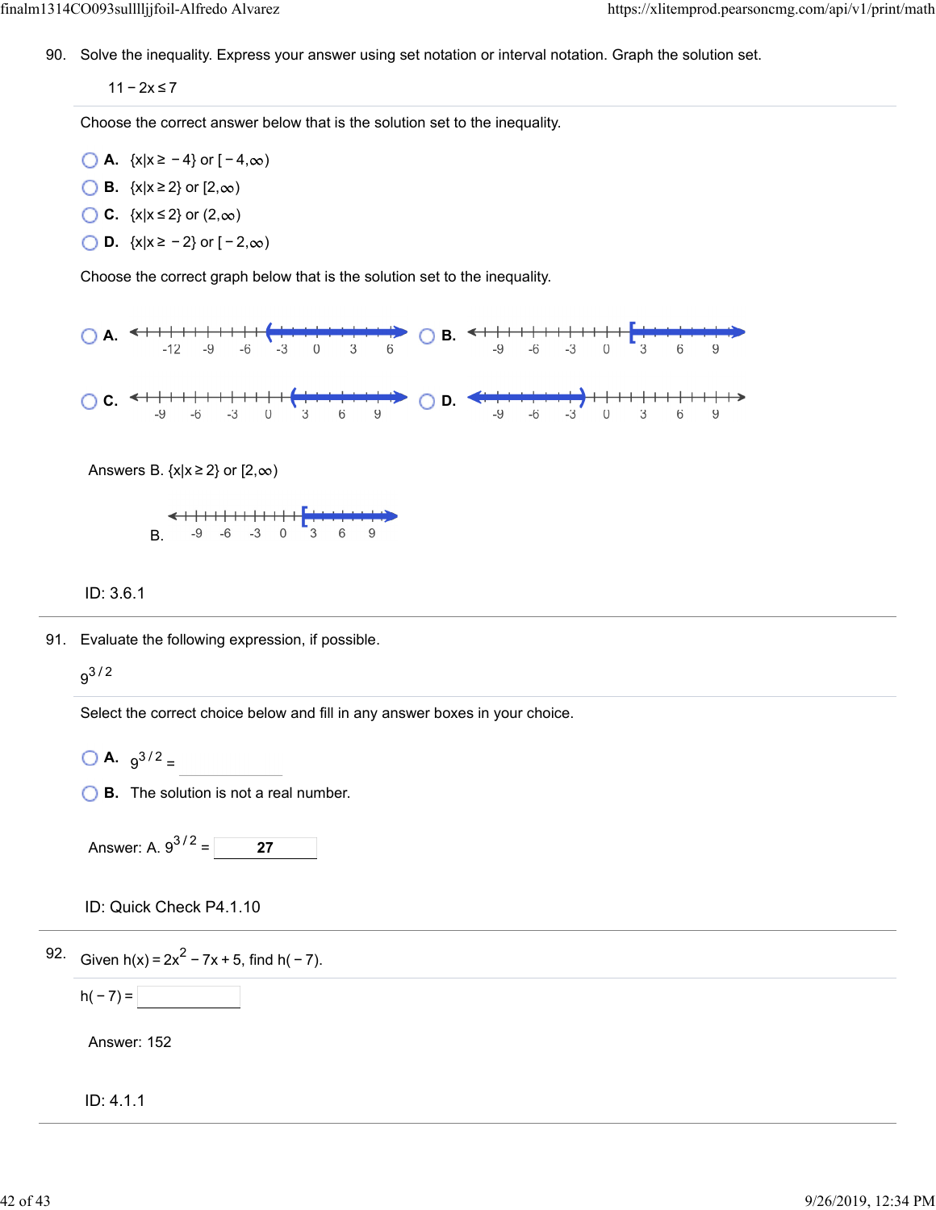90. Solve the inequality. Express your answer using set notation or interval notation. Graph the solution set.

$11 - 2x \le 7$

Choose the correct answer below that is the solution set to the inequality.

- A. $\{x|x \ge -4\}$ or $[-4,\infty)$
- B. $\{x|x \ge 2\}$ or $[2,\infty)$
- C. $\{x|x \le 2\}$ or $(2,\infty)$
- D. $\{x|x \ge -2\}$ or $[-2,\infty)$

Choose the correct graph below that is the solution set to the inequality.

A.
-12 -9 -6 -3 0 3 6

B.
-9 -6 -3 0 3 6 9

C.
-9 -6 -3 0 3 6 9

D.
-9 -6 -3 0 3 6 9

Answers B. $\{x|x \ge 2\}$ or $[2,\infty)$

B.
-9 -6 -3 0 3 6 9

ID: 3.6.1

91. Evaluate the following expression, if possible.

$9^{3/2}$

Select the correct choice below and fill in any answer boxes in your choice.

- A. $9^{3/2} =$ \_\_\_\_\_\_
- B. The solution is not a real number.

Answer: A. $9^{3/2} =$ 27

ID: Quick Check P4.1.10

92. Given $h(x) = 2x^2 - 7x + 5$, find $h(-7)$.

$h(-7) =$ \_\_\_\_\_\_

Answer: 152

ID: 4.1.1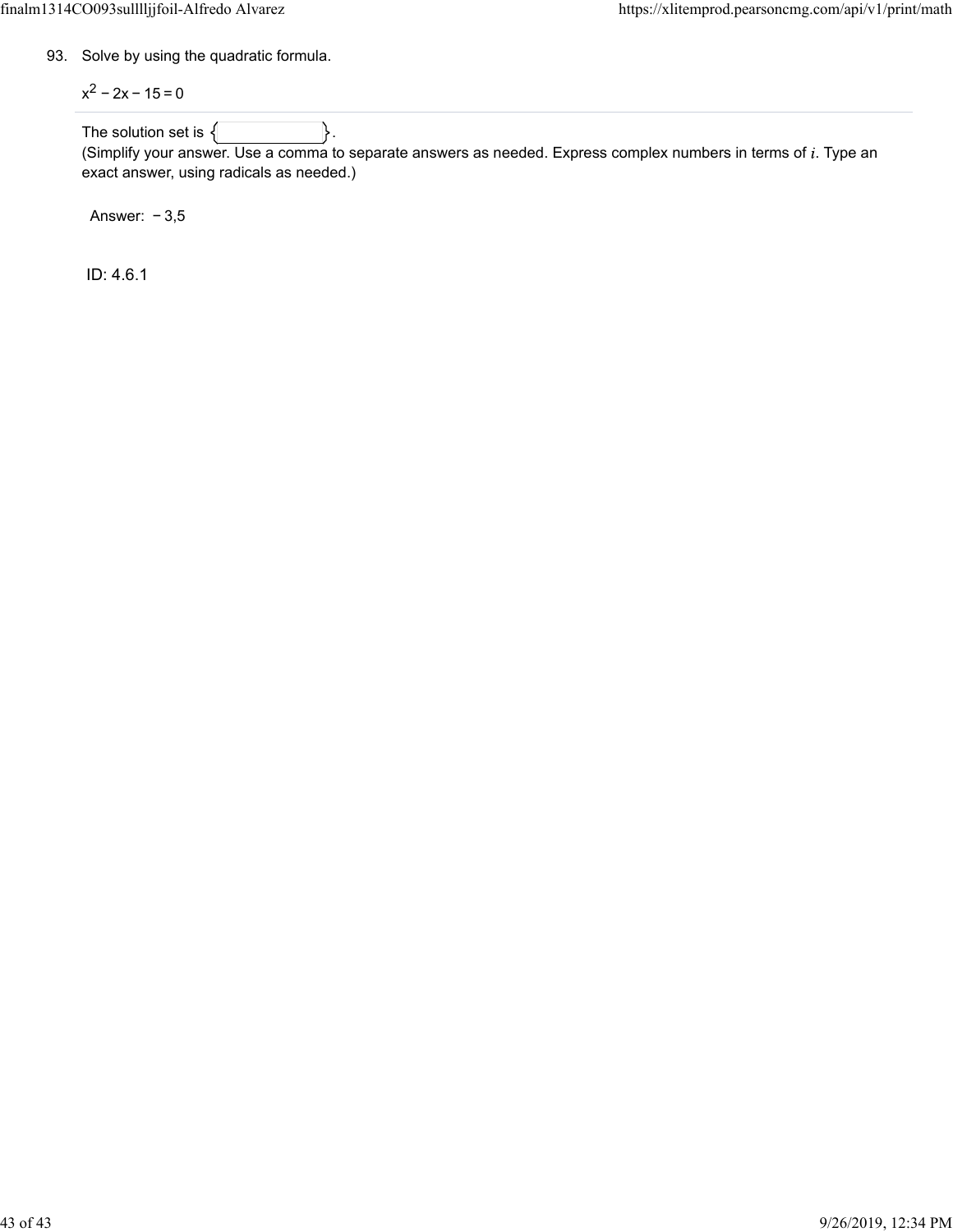93. Solve by using the quadratic formula.

$x^2 - 2x - 15 = 0$

The solution set is { }.

(Simplify your answer. Use a comma to separate answers as needed. Express complex numbers in terms of $i$. Type an exact answer, using radicals as needed.)

Answer: $-3,5$

ID: 4.6.1